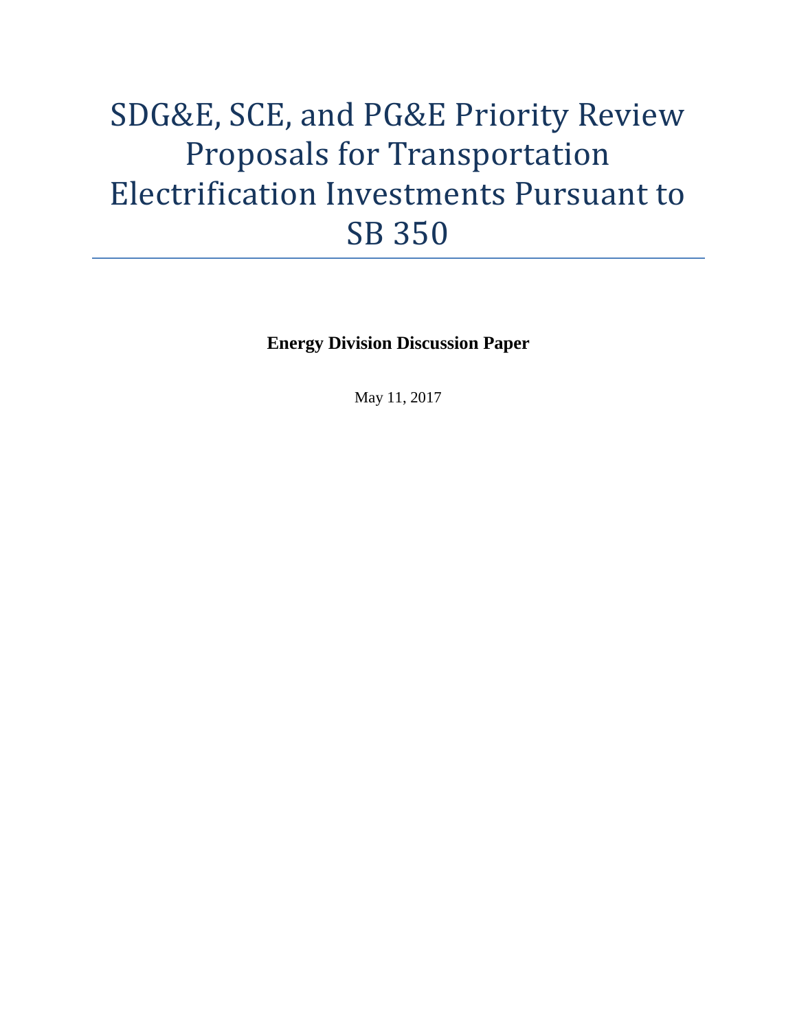# SDG&E, SCE, and PG&E Priority Review Proposals for Transportation Electrification Investments Pursuant to SB 350

**Energy Division Discussion Paper**

May 11, 2017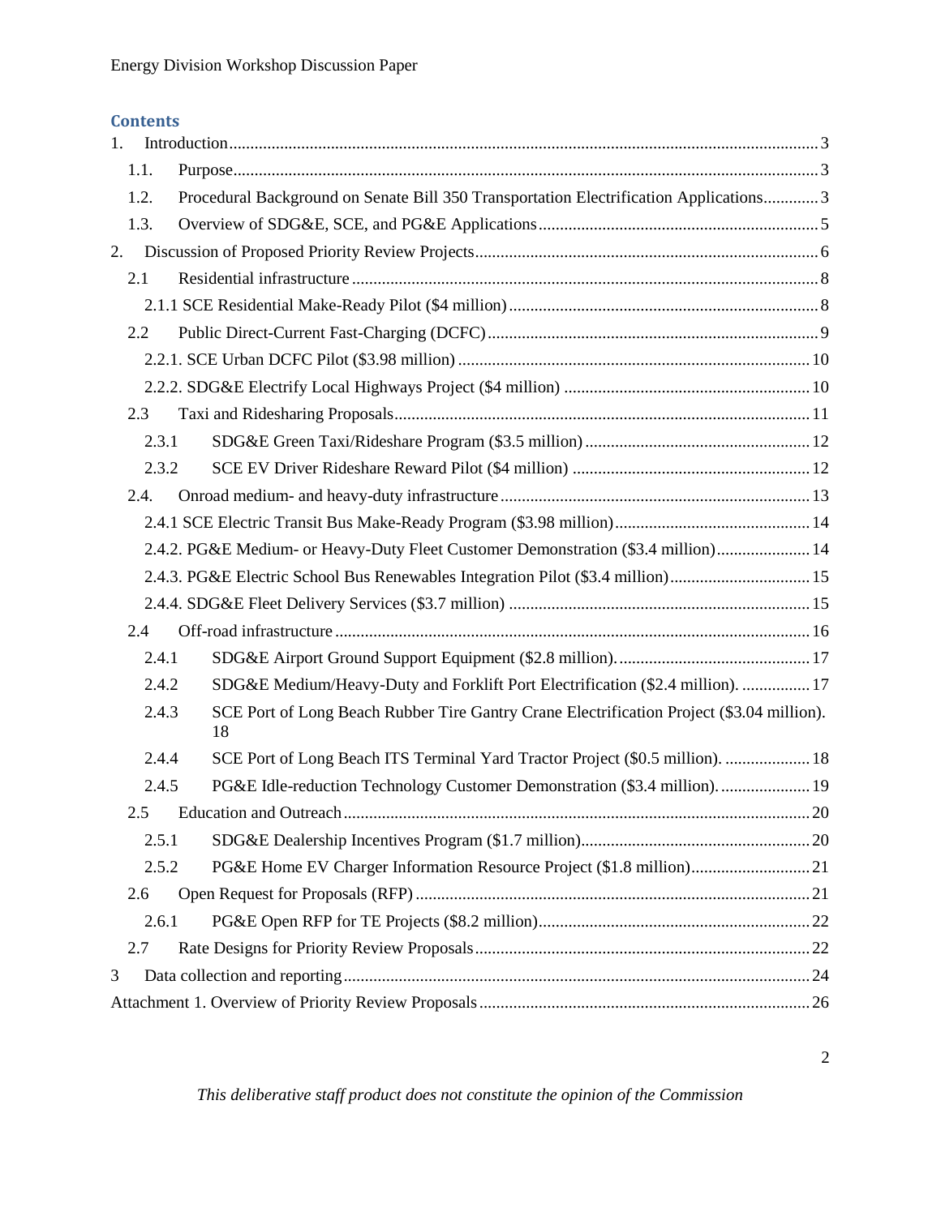## Contents

1. Introduction ........ 3
   - 1.1. Purpose ........ 3
   - 1.2. Procedural Background on Senate Bill 350 Transportation Electrification Applications ........ 3
   - 1.3. Overview of SDG&E, SCE, and PG&E Applications ........ 5
2. Discussion of Proposed Priority Review Projects ........ 6
   - 2.1 Residential infrastructure ........ 8
     - 2.1.1 SCE Residential Make-Ready Pilot ($4 million) ........ 8
   - 2.2 Public Direct-Current Fast-Charging (DCFC) ........ 9
     - 2.2.1. SCE Urban DCFC Pilot ($3.98 million) ........ 10
     - 2.2.2. SDG&E Electrify Local Highways Project ($4 million) ........ 10
   - 2.3 Taxi and Ridesharing Proposals ........ 11
     - 2.3.1 SDG&E Green Taxi/Rideshare Program ($3.5 million) ........ 12
     - 2.3.2 SCE EV Driver Rideshare Reward Pilot ($4 million) ........ 12
   - 2.4. Onroad medium- and heavy-duty infrastructure ........ 13
     - 2.4.1 SCE Electric Transit Bus Make-Ready Program ($3.98 million) ........ 14
     - 2.4.2. PG&E Medium- or Heavy-Duty Fleet Customer Demonstration ($3.4 million) ........ 14
     - 2.4.3. PG&E Electric School Bus Renewables Integration Pilot ($3.4 million) ........ 15
     - 2.4.4. SDG&E Fleet Delivery Services ($3.7 million) ........ 15
   - 2.4 Off-road infrastructure ........ 16
     - 2.4.1 SDG&E Airport Ground Support Equipment ($2.8 million). ........ 17
     - 2.4.2 SDG&E Medium/Heavy-Duty and Forklift Port Electrification ($2.4 million). ........ 17
     - 2.4.3 SCE Port of Long Beach Rubber Tire Gantry Crane Electrification Project ($3.04 million). ........ 18
     - 2.4.4 SCE Port of Long Beach ITS Terminal Yard Tractor Project ($0.5 million). ........ 18
     - 2.4.5 PG&E Idle-reduction Technology Customer Demonstration ($3.4 million). ........ 19
   - 2.5 Education and Outreach ........ 20
     - 2.5.1 SDG&E Dealership Incentives Program ($1.7 million) ........ 20
     - 2.5.2 PG&E Home EV Charger Information Resource Project ($1.8 million) ........ 21
   - 2.6 Open Request for Proposals (RFP) ........ 21
     - 2.6.1 PG&E Open RFP for TE Projects ($8.2 million) ........ 22
   - 2.7 Rate Designs for Priority Review Proposals ........ 22
3. Data collection and reporting ........ 24

Attachment 1. Overview of Priority Review Proposals ........ 26

*This deliberative staff product does not constitute the opinion of the Commission*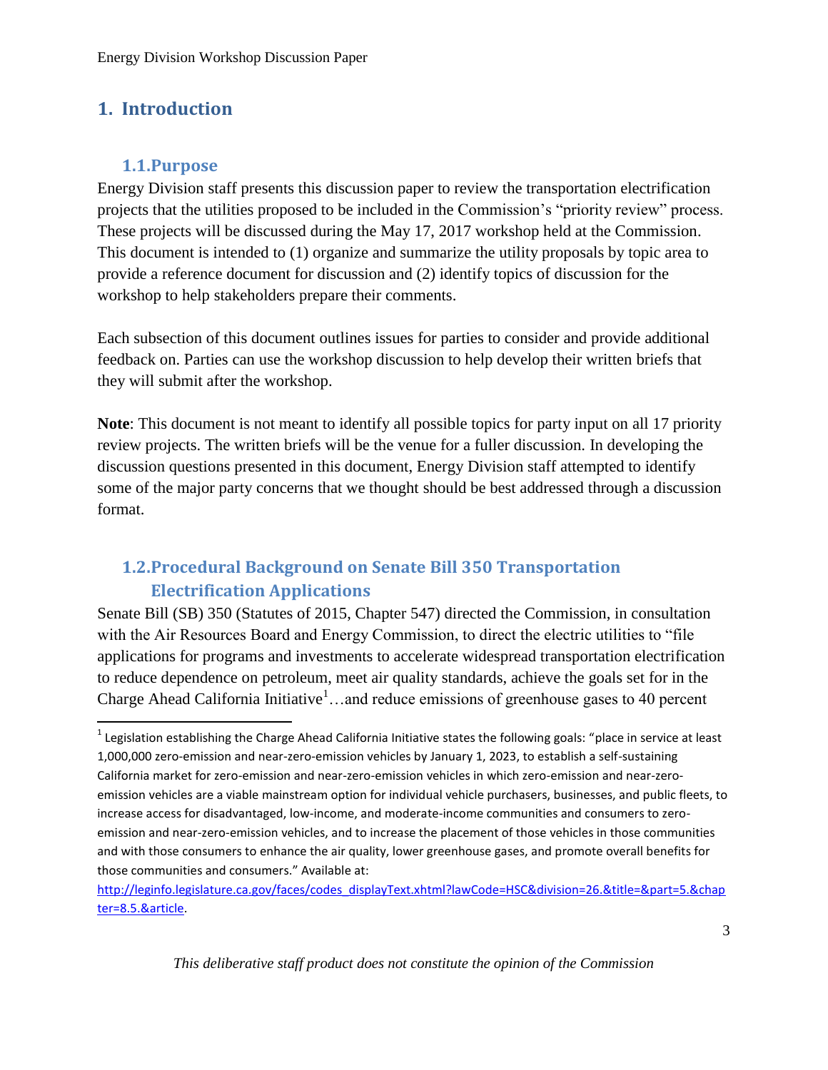# 1. Introduction

## 1.1. Purpose

Energy Division staff presents this discussion paper to review the transportation electrification projects that the utilities proposed to be included in the Commission's "priority review" process. These projects will be discussed during the May 17, 2017 workshop held at the Commission. This document is intended to (1) organize and summarize the utility proposals by topic area to provide a reference document for discussion and (2) identify topics of discussion for the workshop to help stakeholders prepare their comments.

Each subsection of this document outlines issues for parties to consider and provide additional feedback on. Parties can use the workshop discussion to help develop their written briefs that they will submit after the workshop.

**Note**: This document is not meant to identify all possible topics for party input on all 17 priority review projects. The written briefs will be the venue for a fuller discussion. In developing the discussion questions presented in this document, Energy Division staff attempted to identify some of the major party concerns that we thought should be best addressed through a discussion format.

## 1.2. Procedural Background on Senate Bill 350 Transportation Electrification Applications

Senate Bill (SB) 350 (Statutes of 2015, Chapter 547) directed the Commission, in consultation with the Air Resources Board and Energy Commission, to direct the electric utilities to "file applications for programs and investments to accelerate widespread transportation electrification to reduce dependence on petroleum, meet air quality standards, achieve the goals set for in the Charge Ahead California Initiative[1]…and reduce emissions of greenhouse gases to 40 percent

[1] Legislation establishing the Charge Ahead California Initiative states the following goals: "place in service at least 1,000,000 zero-emission and near-zero-emission vehicles by January 1, 2023, to establish a self-sustaining California market for zero-emission and near-zero-emission vehicles in which zero-emission and near-zero-emission vehicles are a viable mainstream option for individual vehicle purchasers, businesses, and public fleets, to increase access for disadvantaged, low-income, and moderate-income communities and consumers to zero-emission and near-zero-emission vehicles, and to increase the placement of those vehicles in those communities and with those consumers to enhance the air quality, lower greenhouse gases, and promote overall benefits for those communities and consumers." Available at: http://leginfo.legislature.ca.gov/faces/codes_displayText.xhtml?lawCode=HSC&division=26.&title=&part=5.&chapter=8.5.&article.

*This deliberative staff product does not constitute the opinion of the Commission*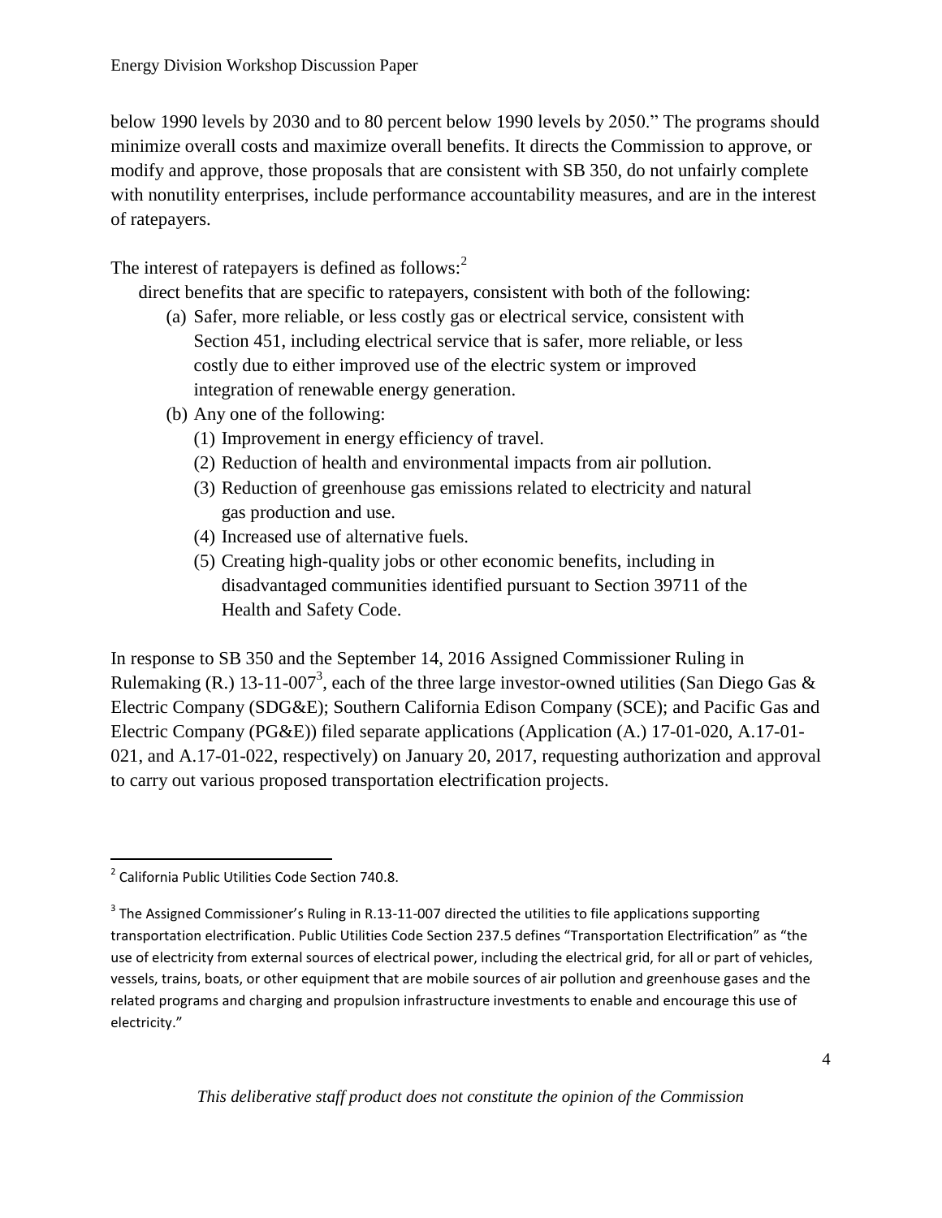below 1990 levels by 2030 and to 80 percent below 1990 levels by 2050." The programs should minimize overall costs and maximize overall benefits. It directs the Commission to approve, or modify and approve, those proposals that are consistent with SB 350, do not unfairly complete with nonutility enterprises, include performance accountability measures, and are in the interest of ratepayers.

The interest of ratepayers is defined as follows:[2]

direct benefits that are specific to ratepayers, consistent with both of the following:

(a) Safer, more reliable, or less costly gas or electrical service, consistent with Section 451, including electrical service that is safer, more reliable, or less costly due to either improved use of the electric system or improved integration of renewable energy generation.

(b) Any one of the following:

1. (1) Improvement in energy efficiency of travel.
2. (2) Reduction of health and environmental impacts from air pollution.
3. (3) Reduction of greenhouse gas emissions related to electricity and natural gas production and use.
4. (4) Increased use of alternative fuels.
5. (5) Creating high-quality jobs or other economic benefits, including in disadvantaged communities identified pursuant to Section 39711 of the Health and Safety Code.

In response to SB 350 and the September 14, 2016 Assigned Commissioner Ruling in Rulemaking (R.) 13-11-007[3], each of the three large investor-owned utilities (San Diego Gas & Electric Company (SDG&E); Southern California Edison Company (SCE); and Pacific Gas and Electric Company (PG&E)) filed separate applications (Application (A.) 17-01-020, A.17-01-021, and A.17-01-022, respectively) on January 20, 2017, requesting authorization and approval to carry out various proposed transportation electrification projects.

---

[2] California Public Utilities Code Section 740.8.

[3] The Assigned Commissioner's Ruling in R.13-11-007 directed the utilities to file applications supporting transportation electrification. Public Utilities Code Section 237.5 defines "Transportation Electrification" as "the use of electricity from external sources of electrical power, including the electrical grid, for all or part of vehicles, vessels, trains, boats, or other equipment that are mobile sources of air pollution and greenhouse gases and the related programs and charging and propulsion infrastructure investments to enable and encourage this use of electricity."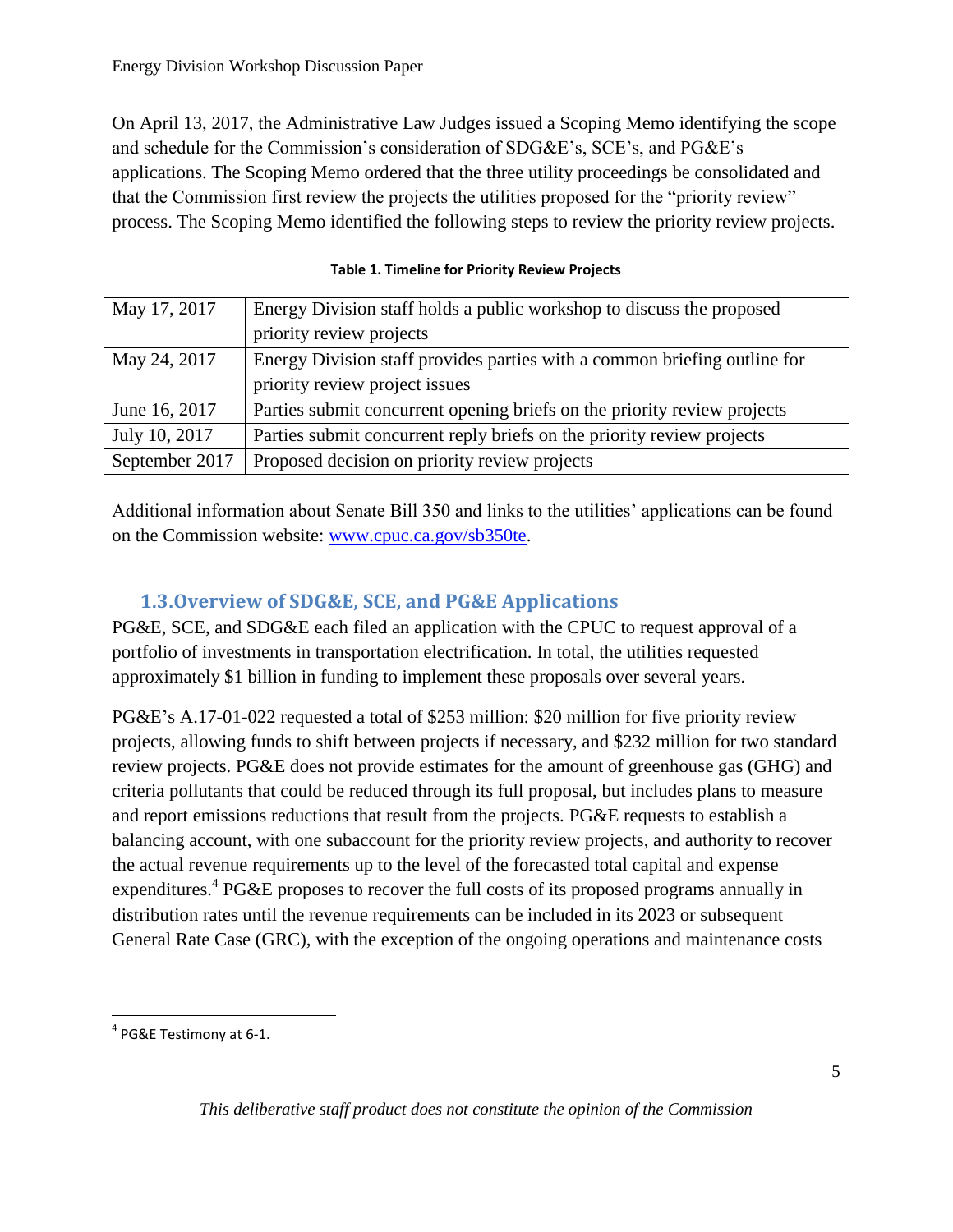On April 13, 2017, the Administrative Law Judges issued a Scoping Memo identifying the scope and schedule for the Commission's consideration of SDG&E's, SCE's, and PG&E's applications. The Scoping Memo ordered that the three utility proceedings be consolidated and that the Commission first review the projects the utilities proposed for the "priority review" process. The Scoping Memo identified the following steps to review the priority review projects.

**Table 1. Timeline for Priority Review Projects**

| | |
|---|---|
| May 17, 2017 | Energy Division staff holds a public workshop to discuss the proposed priority review projects |
| May 24, 2017 | Energy Division staff provides parties with a common briefing outline for priority review project issues |
| June 16, 2017 | Parties submit concurrent opening briefs on the priority review projects |
| July 10, 2017 | Parties submit concurrent reply briefs on the priority review projects |
| September 2017 | Proposed decision on priority review projects |

Additional information about Senate Bill 350 and links to the utilities' applications can be found on the Commission website: [www.cpuc.ca.gov/sb350te](http://www.cpuc.ca.gov/sb350te).

## 1.3. Overview of SDG&E, SCE, and PG&E Applications

PG&E, SCE, and SDG&E each filed an application with the CPUC to request approval of a portfolio of investments in transportation electrification. In total, the utilities requested approximately $1 billion in funding to implement these proposals over several years.

PG&E's A.17-01-022 requested a total of $253 million: $20 million for five priority review projects, allowing funds to shift between projects if necessary, and $232 million for two standard review projects. PG&E does not provide estimates for the amount of greenhouse gas (GHG) and criteria pollutants that could be reduced through its full proposal, but includes plans to measure and report emissions reductions that result from the projects. PG&E requests to establish a balancing account, with one subaccount for the priority review projects, and authority to recover the actual revenue requirements up to the level of the forecasted total capital and expense expenditures.[4] PG&E proposes to recover the full costs of its proposed programs annually in distribution rates until the revenue requirements can be included in its 2023 or subsequent General Rate Case (GRC), with the exception of the ongoing operations and maintenance costs

[4] PG&E Testimony at 6-1.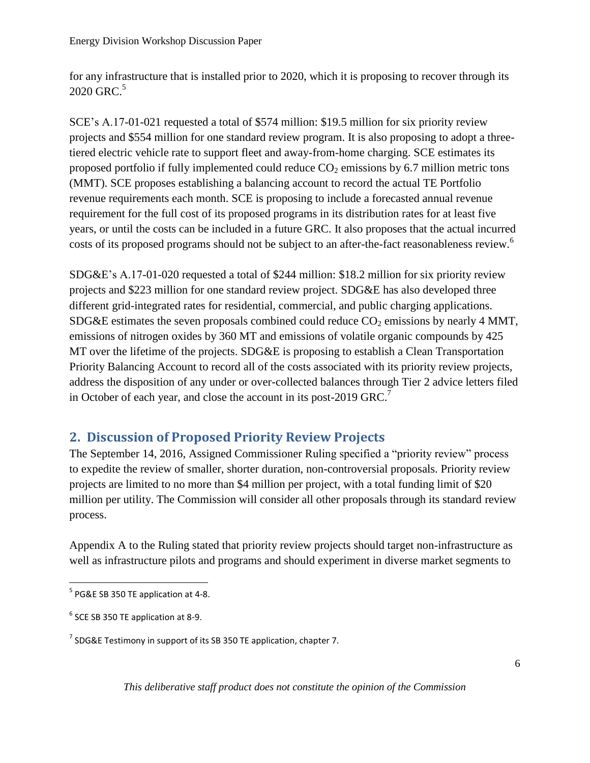for any infrastructure that is installed prior to 2020, which it is proposing to recover through its 2020 GRC.[5]

SCE's A.17-01-021 requested a total of \$574 million: \$19.5 million for six priority review projects and \$554 million for one standard review program. It is also proposing to adopt a three-tiered electric vehicle rate to support fleet and away-from-home charging. SCE estimates its proposed portfolio if fully implemented could reduce $CO_2$ emissions by 6.7 million metric tons (MMT). SCE proposes establishing a balancing account to record the actual TE Portfolio revenue requirements each month. SCE is proposing to include a forecasted annual revenue requirement for the full cost of its proposed programs in its distribution rates for at least five years, or until the costs can be included in a future GRC. It also proposes that the actual incurred costs of its proposed programs should not be subject to an after-the-fact reasonableness review.[6]

SDG&E's A.17-01-020 requested a total of \$244 million: \$18.2 million for six priority review projects and \$223 million for one standard review project. SDG&E has also developed three different grid-integrated rates for residential, commercial, and public charging applications. SDG&E estimates the seven proposals combined could reduce $CO_2$ emissions by nearly 4 MMT, emissions of nitrogen oxides by 360 MT and emissions of volatile organic compounds by 425 MT over the lifetime of the projects. SDG&E is proposing to establish a Clean Transportation Priority Balancing Account to record all of the costs associated with its priority review projects, address the disposition of any under or over-collected balances through Tier 2 advice letters filed in October of each year, and close the account in its post-2019 GRC.[7]

## 2. Discussion of Proposed Priority Review Projects

The September 14, 2016, Assigned Commissioner Ruling specified a "priority review" process to expedite the review of smaller, shorter duration, non-controversial proposals. Priority review projects are limited to no more than \$4 million per project, with a total funding limit of \$20 million per utility. The Commission will consider all other proposals through its standard review process.

Appendix A to the Ruling stated that priority review projects should target non-infrastructure as well as infrastructure pilots and programs and should experiment in diverse market segments to

---

[5] PG&E SB 350 TE application at 4-8.

[6] SCE SB 350 TE application at 8-9.

[7] SDG&E Testimony in support of its SB 350 TE application, chapter 7.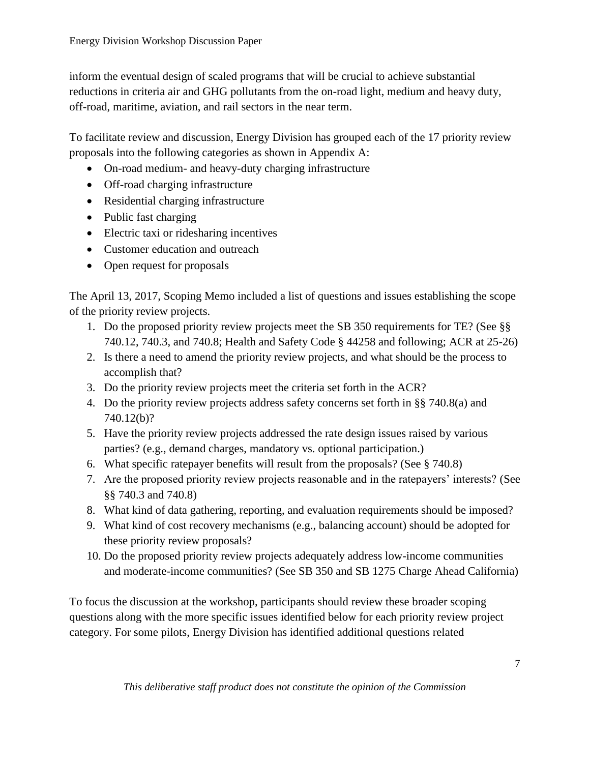inform the eventual design of scaled programs that will be crucial to achieve substantial reductions in criteria air and GHG pollutants from the on-road light, medium and heavy duty, off-road, maritime, aviation, and rail sectors in the near term.

To facilitate review and discussion, Energy Division has grouped each of the 17 priority review proposals into the following categories as shown in Appendix A:

- On-road medium- and heavy-duty charging infrastructure
- Off-road charging infrastructure
- Residential charging infrastructure
- Public fast charging
- Electric taxi or ridesharing incentives
- Customer education and outreach
- Open request for proposals

The April 13, 2017, Scoping Memo included a list of questions and issues establishing the scope of the priority review projects.

1. Do the proposed priority review projects meet the SB 350 requirements for TE? (See §§ 740.12, 740.3, and 740.8; Health and Safety Code § 44258 and following; ACR at 25-26)
2. Is there a need to amend the priority review projects, and what should be the process to accomplish that?
3. Do the priority review projects meet the criteria set forth in the ACR?
4. Do the priority review projects address safety concerns set forth in §§ 740.8(a) and 740.12(b)?
5. Have the priority review projects addressed the rate design issues raised by various parties? (e.g., demand charges, mandatory vs. optional participation.)
6. What specific ratepayer benefits will result from the proposals? (See § 740.8)
7. Are the proposed priority review projects reasonable and in the ratepayers' interests? (See §§ 740.3 and 740.8)
8. What kind of data gathering, reporting, and evaluation requirements should be imposed?
9. What kind of cost recovery mechanisms (e.g., balancing account) should be adopted for these priority review proposals?
10. Do the proposed priority review projects adequately address low-income communities and moderate-income communities? (See SB 350 and SB 1275 Charge Ahead California)

To focus the discussion at the workshop, participants should review these broader scoping questions along with the more specific issues identified below for each priority review project category. For some pilots, Energy Division has identified additional questions related

*This deliberative staff product does not constitute the opinion of the Commission*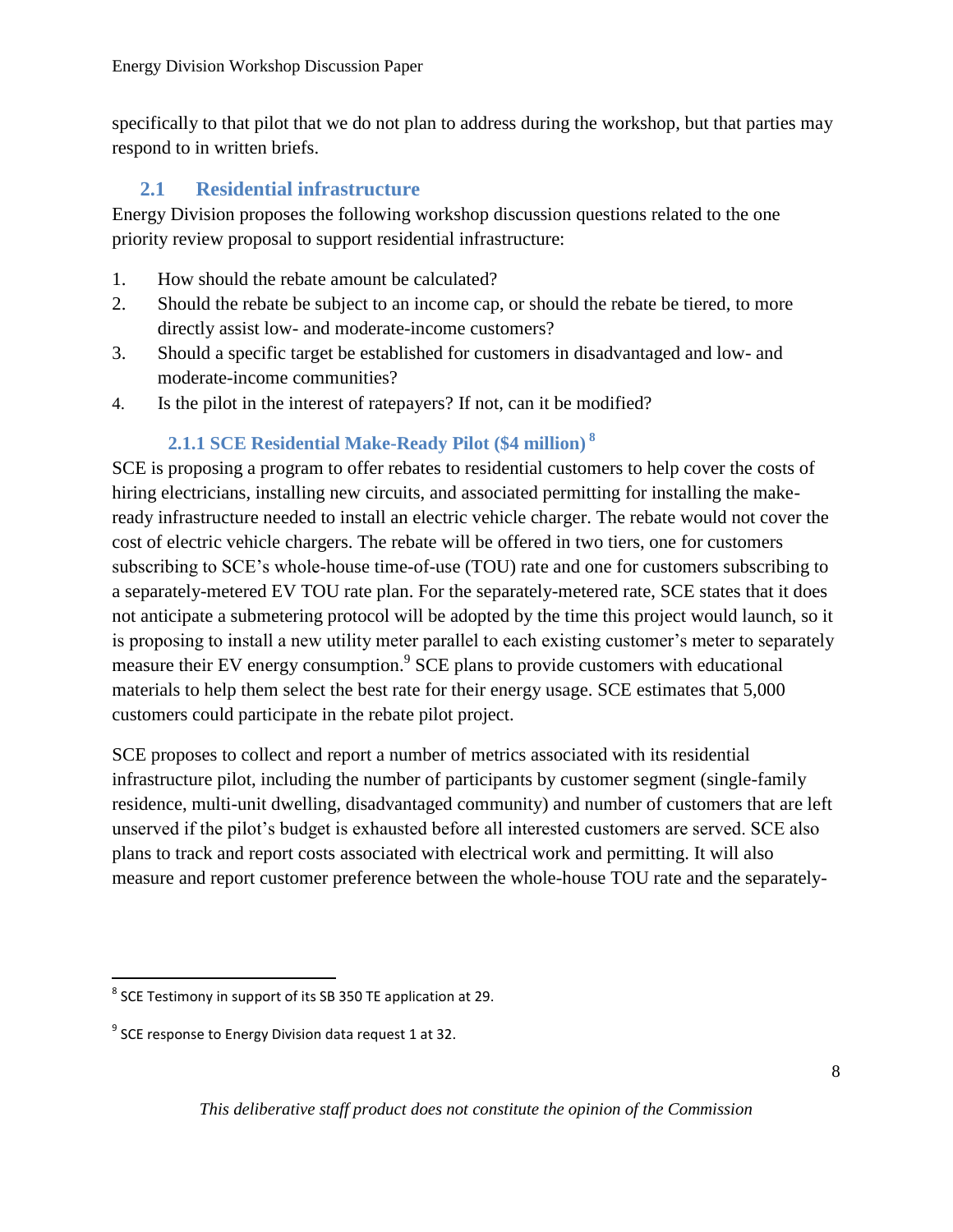specifically to that pilot that we do not plan to address during the workshop, but that parties may respond to in written briefs.

## 2.1 Residential infrastructure

Energy Division proposes the following workshop discussion questions related to the one priority review proposal to support residential infrastructure:

1. How should the rebate amount be calculated?
2. Should the rebate be subject to an income cap, or should the rebate be tiered, to more directly assist low- and moderate-income customers?
3. Should a specific target be established for customers in disadvantaged and low- and moderate-income communities?
4. Is the pilot in the interest of ratepayers? If not, can it be modified?

### 2.1.1 SCE Residential Make-Ready Pilot ($4 million) [8]

SCE is proposing a program to offer rebates to residential customers to help cover the costs of hiring electricians, installing new circuits, and associated permitting for installing the make-ready infrastructure needed to install an electric vehicle charger. The rebate would not cover the cost of electric vehicle chargers. The rebate will be offered in two tiers, one for customers subscribing to SCE's whole-house time-of-use (TOU) rate and one for customers subscribing to a separately-metered EV TOU rate plan. For the separately-metered rate, SCE states that it does not anticipate a submetering protocol will be adopted by the time this project would launch, so it is proposing to install a new utility meter parallel to each existing customer's meter to separately measure their EV energy consumption.[9] SCE plans to provide customers with educational materials to help them select the best rate for their energy usage. SCE estimates that 5,000 customers could participate in the rebate pilot project.

SCE proposes to collect and report a number of metrics associated with its residential infrastructure pilot, including the number of participants by customer segment (single-family residence, multi-unit dwelling, disadvantaged community) and number of customers that are left unserved if the pilot's budget is exhausted before all interested customers are served. SCE also plans to track and report costs associated with electrical work and permitting. It will also measure and report customer preference between the whole-house TOU rate and the separately-

---

[8] SCE Testimony in support of its SB 350 TE application at 29.

[9] SCE response to Energy Division data request 1 at 32.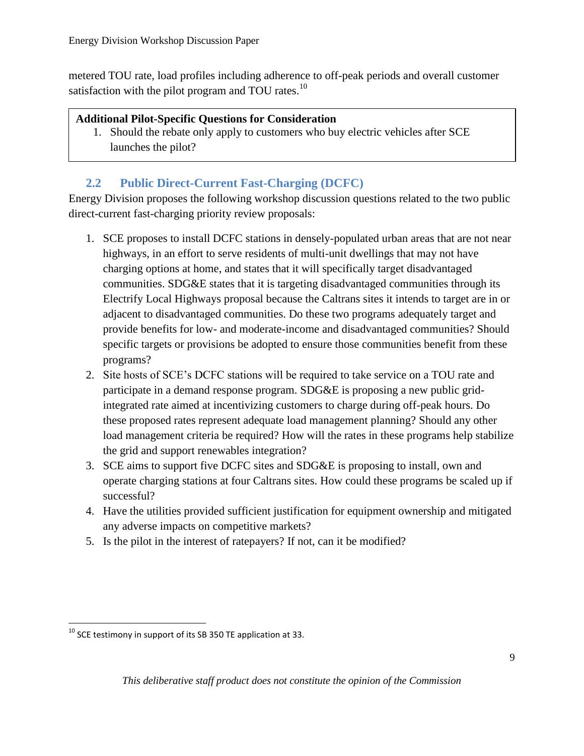metered TOU rate, load profiles including adherence to off-peak periods and overall customer satisfaction with the pilot program and TOU rates.[10]

**Additional Pilot-Specific Questions for Consideration**

1. Should the rebate only apply to customers who buy electric vehicles after SCE launches the pilot?

## 2.2 Public Direct-Current Fast-Charging (DCFC)

Energy Division proposes the following workshop discussion questions related to the two public direct-current fast-charging priority review proposals:

1. SCE proposes to install DCFC stations in densely-populated urban areas that are not near highways, in an effort to serve residents of multi-unit dwellings that may not have charging options at home, and states that it will specifically target disadvantaged communities. SDG&E states that it is targeting disadvantaged communities through its Electrify Local Highways proposal because the Caltrans sites it intends to target are in or adjacent to disadvantaged communities. Do these two programs adequately target and provide benefits for low- and moderate-income and disadvantaged communities? Should specific targets or provisions be adopted to ensure those communities benefit from these programs?
2. Site hosts of SCE's DCFC stations will be required to take service on a TOU rate and participate in a demand response program. SDG&E is proposing a new public grid-integrated rate aimed at incentivizing customers to charge during off-peak hours. Do these proposed rates represent adequate load management planning? Should any other load management criteria be required? How will the rates in these programs help stabilize the grid and support renewables integration?
3. SCE aims to support five DCFC sites and SDG&E is proposing to install, own and operate charging stations at four Caltrans sites. How could these programs be scaled up if successful?
4. Have the utilities provided sufficient justification for equipment ownership and mitigated any adverse impacts on competitive markets?
5. Is the pilot in the interest of ratepayers? If not, can it be modified?

[10] SCE testimony in support of its SB 350 TE application at 33.

*This deliberative staff product does not constitute the opinion of the Commission*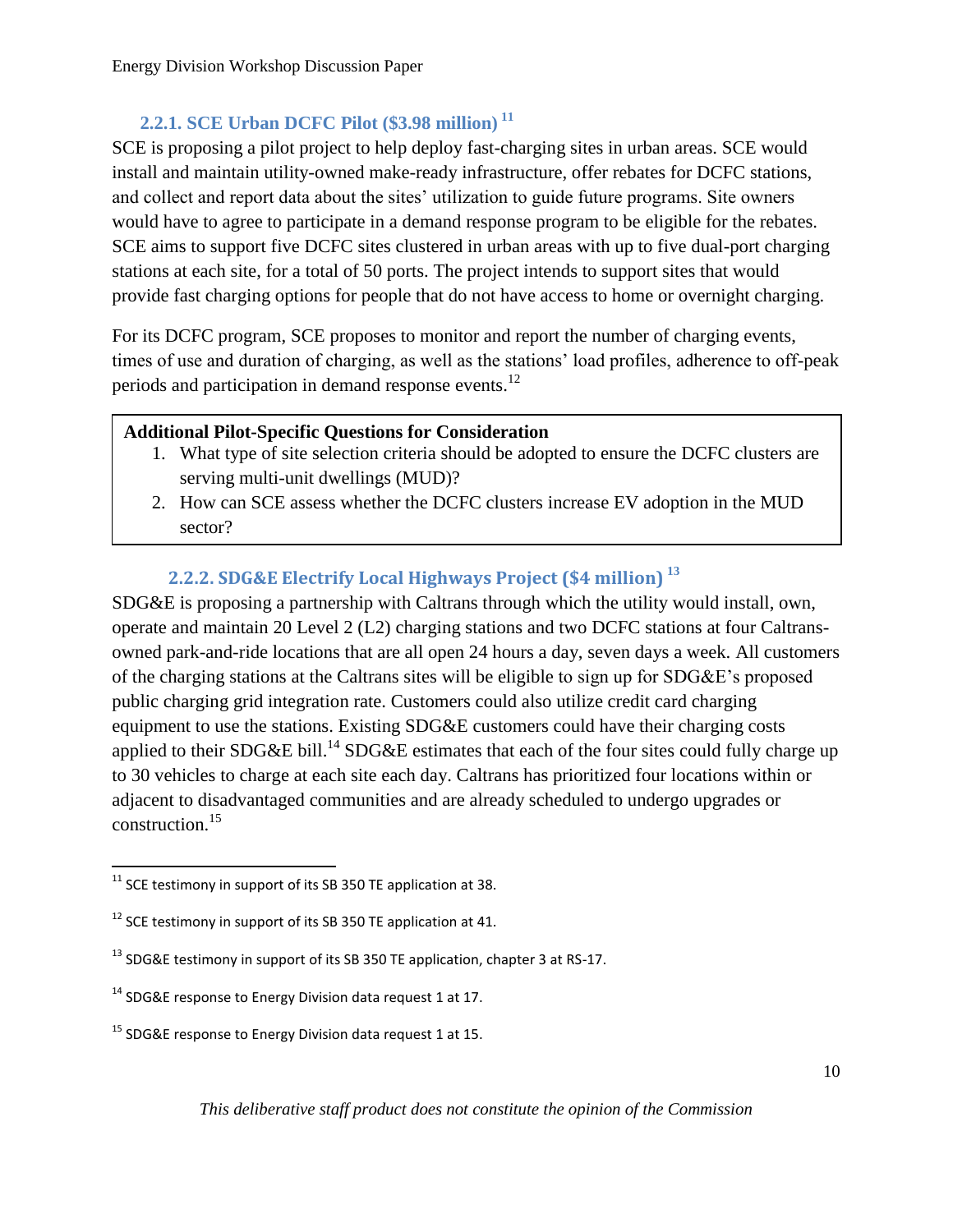### 2.2.1. SCE Urban DCFC Pilot ($3.98 million) [11]

SCE is proposing a pilot project to help deploy fast-charging sites in urban areas. SCE would install and maintain utility-owned make-ready infrastructure, offer rebates for DCFC stations, and collect and report data about the sites' utilization to guide future programs. Site owners would have to agree to participate in a demand response program to be eligible for the rebates. SCE aims to support five DCFC sites clustered in urban areas with up to five dual-port charging stations at each site, for a total of 50 ports. The project intends to support sites that would provide fast charging options for people that do not have access to home or overnight charging.

For its DCFC program, SCE proposes to monitor and report the number of charging events, times of use and duration of charging, as well as the stations' load profiles, adherence to off-peak periods and participation in demand response events.[12]

> **Additional Pilot-Specific Questions for Consideration**
> 1. What type of site selection criteria should be adopted to ensure the DCFC clusters are serving multi-unit dwellings (MUD)?
> 2. How can SCE assess whether the DCFC clusters increase EV adoption in the MUD sector?

### 2.2.2. SDG&E Electrify Local Highways Project ($4 million) [13]

SDG&E is proposing a partnership with Caltrans through which the utility would install, own, operate and maintain 20 Level 2 (L2) charging stations and two DCFC stations at four Caltrans-owned park-and-ride locations that are all open 24 hours a day, seven days a week. All customers of the charging stations at the Caltrans sites will be eligible to sign up for SDG&E's proposed public charging grid integration rate. Customers could also utilize credit card charging equipment to use the stations. Existing SDG&E customers could have their charging costs applied to their SDG&E bill.[14] SDG&E estimates that each of the four sites could fully charge up to 30 vehicles to charge at each site each day. Caltrans has prioritized four locations within or adjacent to disadvantaged communities and are already scheduled to undergo upgrades or construction.[15]

---

[11] SCE testimony in support of its SB 350 TE application at 38.

[12] SCE testimony in support of its SB 350 TE application at 41.

[13] SDG&E testimony in support of its SB 350 TE application, chapter 3 at RS-17.

[14] SDG&E response to Energy Division data request 1 at 17.

[15] SDG&E response to Energy Division data request 1 at 15.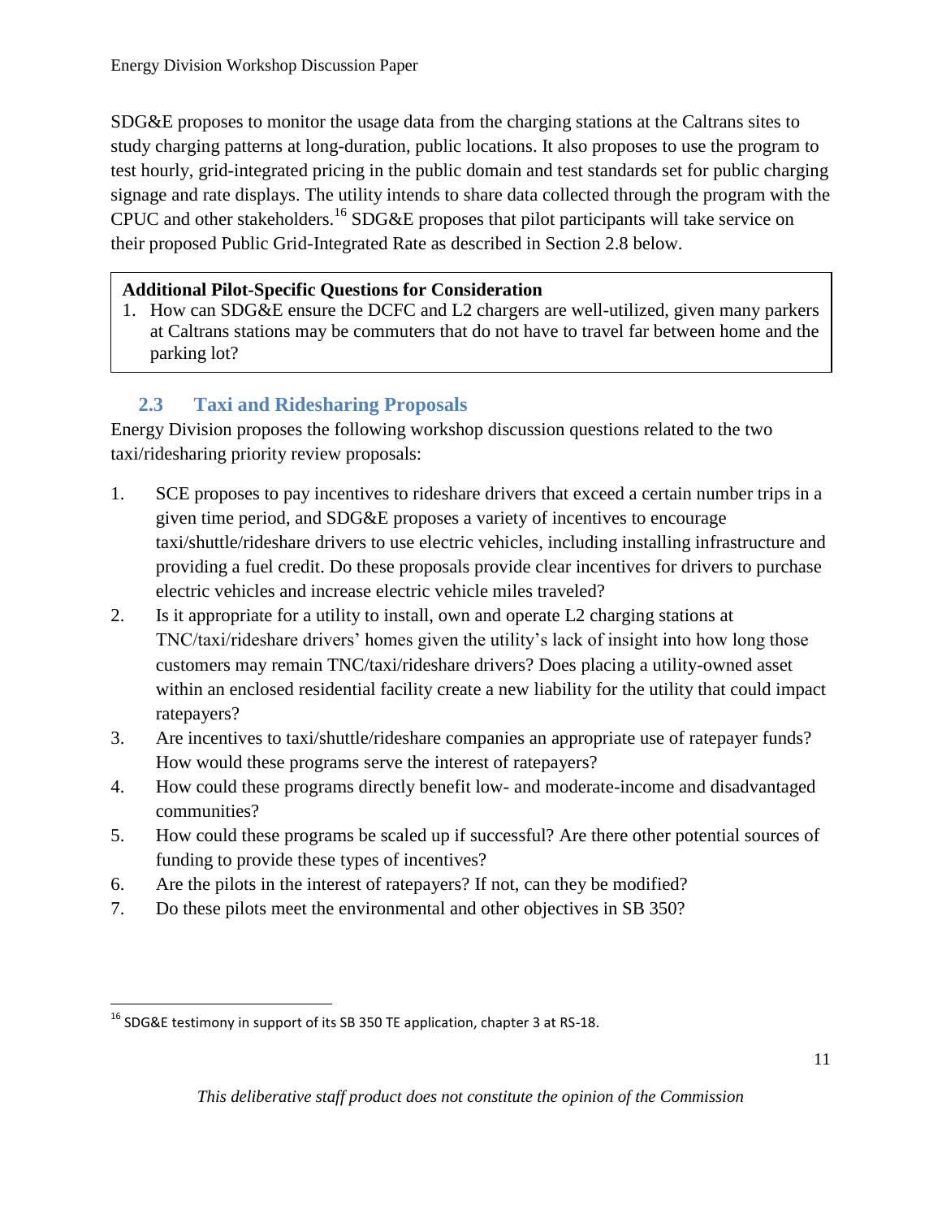SDG&E proposes to monitor the usage data from the charging stations at the Caltrans sites to study charging patterns at long-duration, public locations. It also proposes to use the program to test hourly, grid-integrated pricing in the public domain and test standards set for public charging signage and rate displays. The utility intends to share data collected through the program with the CPUC and other stakeholders.[16] SDG&E proposes that pilot participants will take service on their proposed Public Grid-Integrated Rate as described in Section 2.8 below.

> **Additional Pilot-Specific Questions for Consideration**
>
> 1. How can SDG&E ensure the DCFC and L2 chargers are well-utilized, given many parkers at Caltrans stations may be commuters that do not have to travel far between home and the parking lot?

## 2.3 Taxi and Ridesharing Proposals

Energy Division proposes the following workshop discussion questions related to the two taxi/ridesharing priority review proposals:

1. SCE proposes to pay incentives to rideshare drivers that exceed a certain number trips in a given time period, and SDG&E proposes a variety of incentives to encourage taxi/shuttle/rideshare drivers to use electric vehicles, including installing infrastructure and providing a fuel credit. Do these proposals provide clear incentives for drivers to purchase electric vehicles and increase electric vehicle miles traveled?
2. Is it appropriate for a utility to install, own and operate L2 charging stations at TNC/taxi/rideshare drivers' homes given the utility's lack of insight into how long those customers may remain TNC/taxi/rideshare drivers? Does placing a utility-owned asset within an enclosed residential facility create a new liability for the utility that could impact ratepayers?
3. Are incentives to taxi/shuttle/rideshare companies an appropriate use of ratepayer funds? How would these programs serve the interest of ratepayers?
4. How could these programs directly benefit low- and moderate-income and disadvantaged communities?
5. How could these programs be scaled up if successful? Are there other potential sources of funding to provide these types of incentives?
6. Are the pilots in the interest of ratepayers? If not, can they be modified?
7. Do these pilots meet the environmental and other objectives in SB 350?

---

[16] SDG&E testimony in support of its SB 350 TE application, chapter 3 at RS-18.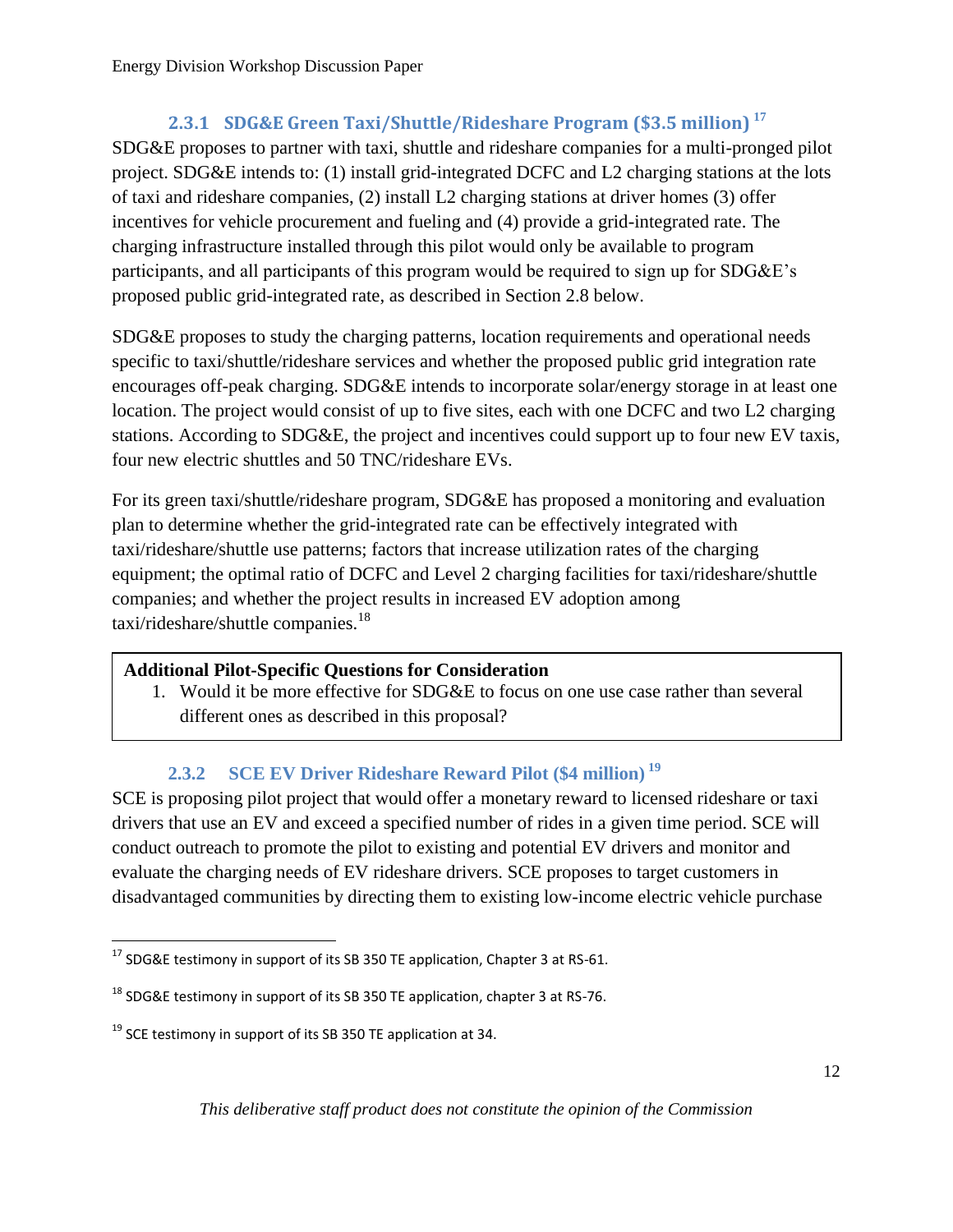### 2.3.1 SDG&E Green Taxi/Shuttle/Rideshare Program ($3.5 million) [17]

SDG&E proposes to partner with taxi, shuttle and rideshare companies for a multi-pronged pilot project. SDG&E intends to: (1) install grid-integrated DCFC and L2 charging stations at the lots of taxi and rideshare companies, (2) install L2 charging stations at driver homes (3) offer incentives for vehicle procurement and fueling and (4) provide a grid-integrated rate. The charging infrastructure installed through this pilot would only be available to program participants, and all participants of this program would be required to sign up for SDG&E's proposed public grid-integrated rate, as described in Section 2.8 below.

SDG&E proposes to study the charging patterns, location requirements and operational needs specific to taxi/shuttle/rideshare services and whether the proposed public grid integration rate encourages off-peak charging. SDG&E intends to incorporate solar/energy storage in at least one location. The project would consist of up to five sites, each with one DCFC and two L2 charging stations. According to SDG&E, the project and incentives could support up to four new EV taxis, four new electric shuttles and 50 TNC/rideshare EVs.

For its green taxi/shuttle/rideshare program, SDG&E has proposed a monitoring and evaluation plan to determine whether the grid-integrated rate can be effectively integrated with taxi/rideshare/shuttle use patterns; factors that increase utilization rates of the charging equipment; the optimal ratio of DCFC and Level 2 charging facilities for taxi/rideshare/shuttle companies; and whether the project results in increased EV adoption among taxi/rideshare/shuttle companies.[18]

> **Additional Pilot-Specific Questions for Consideration**
>
> 1. Would it be more effective for SDG&E to focus on one use case rather than several different ones as described in this proposal?

### 2.3.2 SCE EV Driver Rideshare Reward Pilot ($4 million) [19]

SCE is proposing pilot project that would offer a monetary reward to licensed rideshare or taxi drivers that use an EV and exceed a specified number of rides in a given time period. SCE will conduct outreach to promote the pilot to existing and potential EV drivers and monitor and evaluate the charging needs of EV rideshare drivers. SCE proposes to target customers in disadvantaged communities by directing them to existing low-income electric vehicle purchase

---

[17] SDG&E testimony in support of its SB 350 TE application, Chapter 3 at RS-61.

[18] SDG&E testimony in support of its SB 350 TE application, chapter 3 at RS-76.

[19] SCE testimony in support of its SB 350 TE application at 34.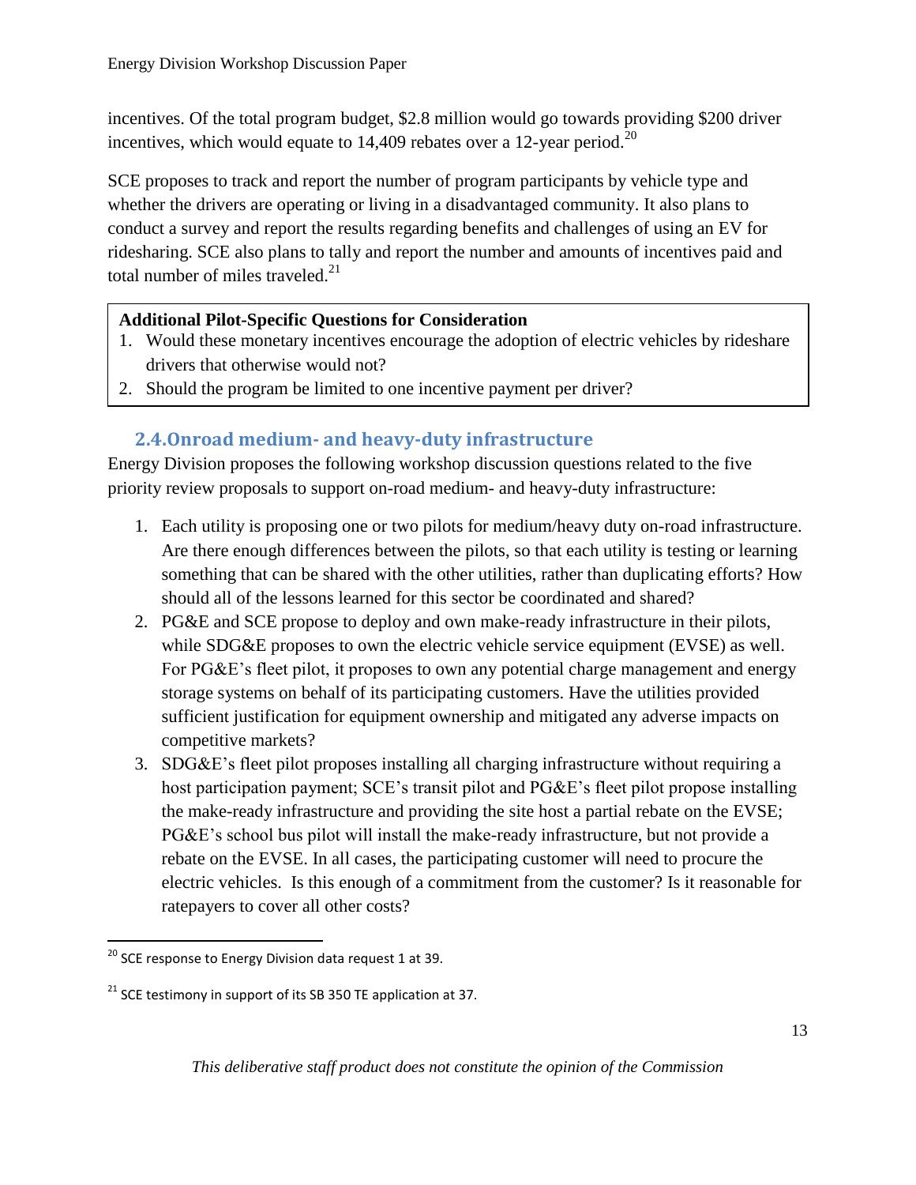incentives. Of the total program budget, \$2.8 million would go towards providing \$200 driver incentives, which would equate to 14,409 rebates over a 12-year period.[20]

SCE proposes to track and report the number of program participants by vehicle type and whether the drivers are operating or living in a disadvantaged community. It also plans to conduct a survey and report the results regarding benefits and challenges of using an EV for ridesharing. SCE also plans to tally and report the number and amounts of incentives paid and total number of miles traveled.[21]

**Additional Pilot-Specific Questions for Consideration**

1. Would these monetary incentives encourage the adoption of electric vehicles by rideshare drivers that otherwise would not?
2. Should the program be limited to one incentive payment per driver?

### 2.4. Onroad medium- and heavy-duty infrastructure

Energy Division proposes the following workshop discussion questions related to the five priority review proposals to support on-road medium- and heavy-duty infrastructure:

1. Each utility is proposing one or two pilots for medium/heavy duty on-road infrastructure. Are there enough differences between the pilots, so that each utility is testing or learning something that can be shared with the other utilities, rather than duplicating efforts? How should all of the lessons learned for this sector be coordinated and shared?
2. PG&E and SCE propose to deploy and own make-ready infrastructure in their pilots, while SDG&E proposes to own the electric vehicle service equipment (EVSE) as well. For PG&E's fleet pilot, it proposes to own any potential charge management and energy storage systems on behalf of its participating customers. Have the utilities provided sufficient justification for equipment ownership and mitigated any adverse impacts on competitive markets?
3. SDG&E's fleet pilot proposes installing all charging infrastructure without requiring a host participation payment; SCE's transit pilot and PG&E's fleet pilot propose installing the make-ready infrastructure and providing the site host a partial rebate on the EVSE; PG&E's school bus pilot will install the make-ready infrastructure, but not provide a rebate on the EVSE. In all cases, the participating customer will need to procure the electric vehicles. Is this enough of a commitment from the customer? Is it reasonable for ratepayers to cover all other costs?

---

[20] SCE response to Energy Division data request 1 at 39.

[21] SCE testimony in support of its SB 350 TE application at 37.

*This deliberative staff product does not constitute the opinion of the Commission*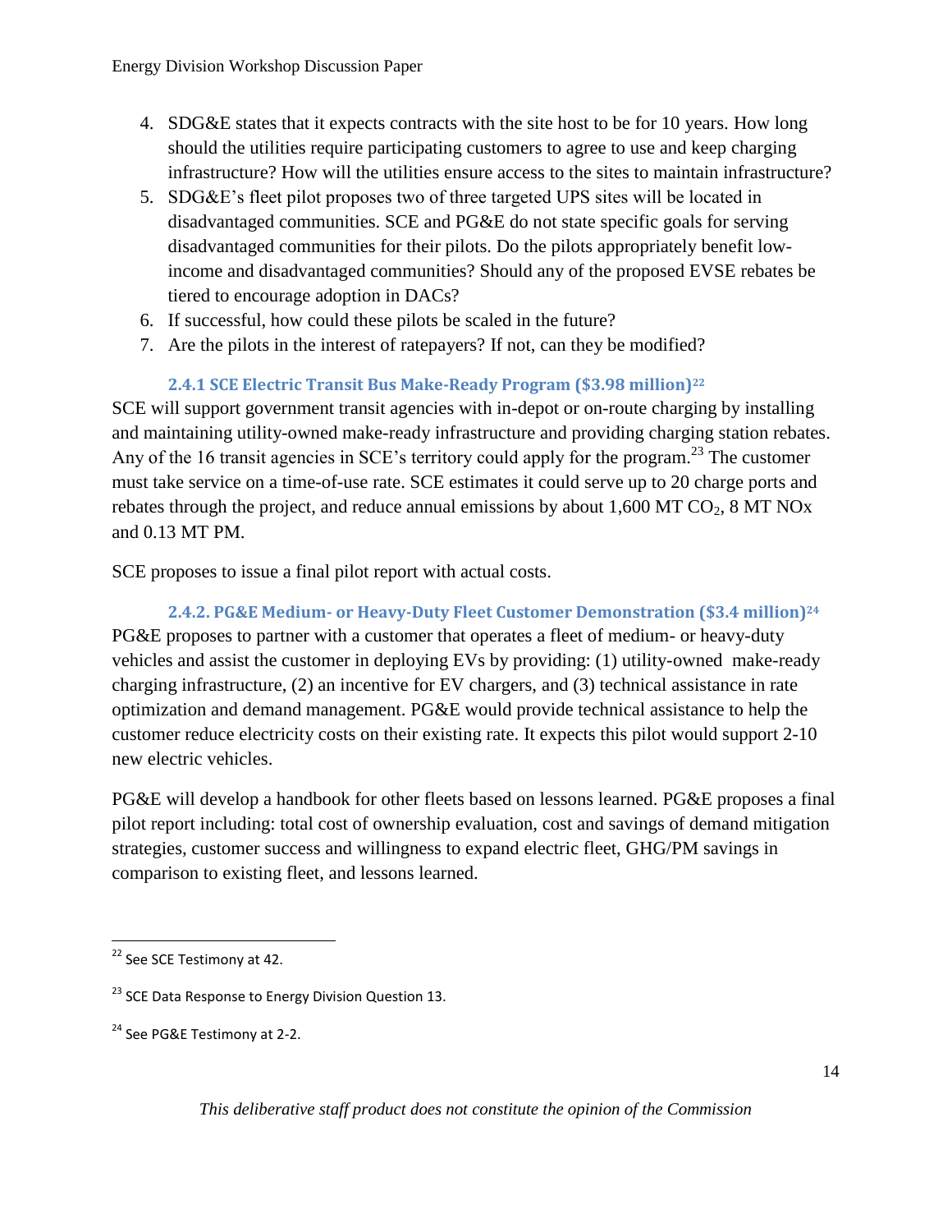4. SDG&E states that it expects contracts with the site host to be for 10 years. How long should the utilities require participating customers to agree to use and keep charging infrastructure? How will the utilities ensure access to the sites to maintain infrastructure?
5. SDG&E's fleet pilot proposes two of three targeted UPS sites will be located in disadvantaged communities. SCE and PG&E do not state specific goals for serving disadvantaged communities for their pilots. Do the pilots appropriately benefit low-income and disadvantaged communities? Should any of the proposed EVSE rebates be tiered to encourage adoption in DACs?
6. If successful, how could these pilots be scaled in the future?
7. Are the pilots in the interest of ratepayers? If not, can they be modified?

### 2.4.1 SCE Electric Transit Bus Make-Ready Program ($3.98 million)[22]

SCE will support government transit agencies with in-depot or on-route charging by installing and maintaining utility-owned make-ready infrastructure and providing charging station rebates. Any of the 16 transit agencies in SCE's territory could apply for the program.[23] The customer must take service on a time-of-use rate. SCE estimates it could serve up to 20 charge ports and rebates through the project, and reduce annual emissions by about 1,600 MT $CO_2$, 8 MT NOx and 0.13 MT PM.

SCE proposes to issue a final pilot report with actual costs.

### 2.4.2. PG&E Medium- or Heavy-Duty Fleet Customer Demonstration ($3.4 million)[24]

PG&E proposes to partner with a customer that operates a fleet of medium- or heavy-duty vehicles and assist the customer in deploying EVs by providing: (1) utility-owned make-ready charging infrastructure, (2) an incentive for EV chargers, and (3) technical assistance in rate optimization and demand management. PG&E would provide technical assistance to help the customer reduce electricity costs on their existing rate. It expects this pilot would support 2-10 new electric vehicles.

PG&E will develop a handbook for other fleets based on lessons learned. PG&E proposes a final pilot report including: total cost of ownership evaluation, cost and savings of demand mitigation strategies, customer success and willingness to expand electric fleet, GHG/PM savings in comparison to existing fleet, and lessons learned.

---

[22] See SCE Testimony at 42.

[23] SCE Data Response to Energy Division Question 13.

[24] See PG&E Testimony at 2-2.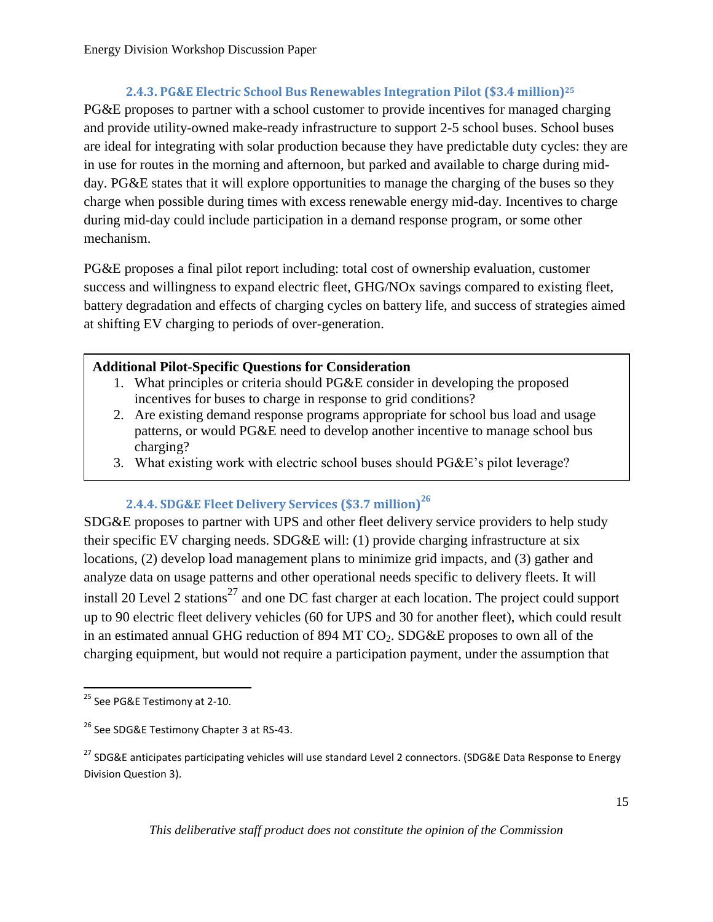#### 2.4.3. PG&E Electric School Bus Renewables Integration Pilot ($3.4 million)[25]

PG&E proposes to partner with a school customer to provide incentives for managed charging and provide utility-owned make-ready infrastructure to support 2-5 school buses. School buses are ideal for integrating with solar production because they have predictable duty cycles: they are in use for routes in the morning and afternoon, but parked and available to charge during mid-day. PG&E states that it will explore opportunities to manage the charging of the buses so they charge when possible during times with excess renewable energy mid-day. Incentives to charge during mid-day could include participation in a demand response program, or some other mechanism.

PG&E proposes a final pilot report including: total cost of ownership evaluation, customer success and willingness to expand electric fleet, GHG/NOx savings compared to existing fleet, battery degradation and effects of charging cycles on battery life, and success of strategies aimed at shifting EV charging to periods of over-generation.

**Additional Pilot-Specific Questions for Consideration**

1. What principles or criteria should PG&E consider in developing the proposed incentives for buses to charge in response to grid conditions?
2. Are existing demand response programs appropriate for school bus load and usage patterns, or would PG&E need to develop another incentive to manage school bus charging?
3. What existing work with electric school buses should PG&E's pilot leverage?

#### 2.4.4. SDG&E Fleet Delivery Services ($3.7 million)[26]

SDG&E proposes to partner with UPS and other fleet delivery service providers to help study their specific EV charging needs. SDG&E will: (1) provide charging infrastructure at six locations, (2) develop load management plans to minimize grid impacts, and (3) gather and analyze data on usage patterns and other operational needs specific to delivery fleets. It will install 20 Level 2 stations[27] and one DC fast charger at each location. The project could support up to 90 electric fleet delivery vehicles (60 for UPS and 30 for another fleet), which could result in an estimated annual GHG reduction of 894 MT $CO_2$. SDG&E proposes to own all of the charging equipment, but would not require a participation payment, under the assumption that

---

[25] See PG&E Testimony at 2-10.

[26] See SDG&E Testimony Chapter 3 at RS-43.

[27] SDG&E anticipates participating vehicles will use standard Level 2 connectors. (SDG&E Data Response to Energy Division Question 3).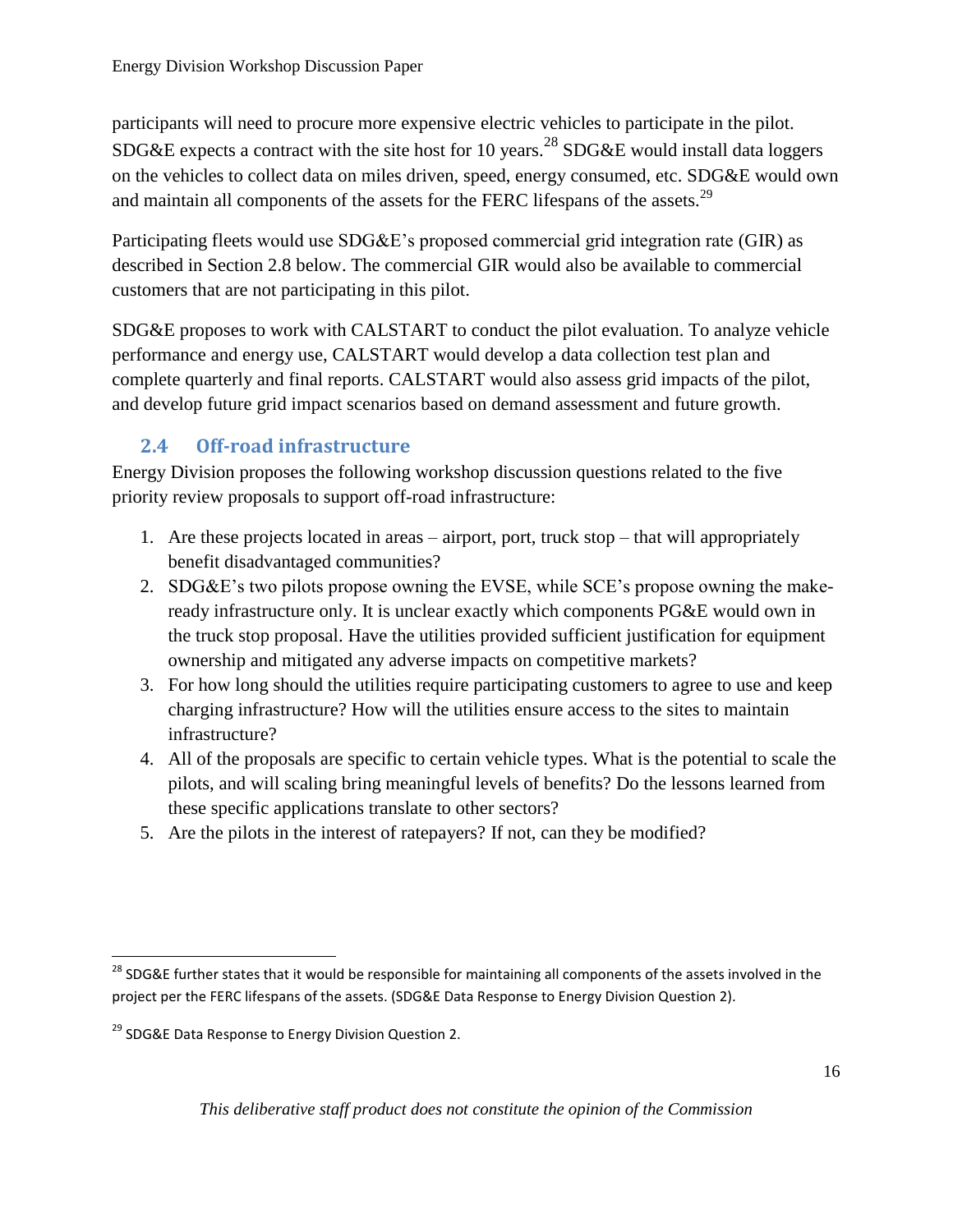participants will need to procure more expensive electric vehicles to participate in the pilot. SDG&E expects a contract with the site host for 10 years.[28] SDG&E would install data loggers on the vehicles to collect data on miles driven, speed, energy consumed, etc. SDG&E would own and maintain all components of the assets for the FERC lifespans of the assets.[29]

Participating fleets would use SDG&E's proposed commercial grid integration rate (GIR) as described in Section 2.8 below. The commercial GIR would also be available to commercial customers that are not participating in this pilot.

SDG&E proposes to work with CALSTART to conduct the pilot evaluation. To analyze vehicle performance and energy use, CALSTART would develop a data collection test plan and complete quarterly and final reports. CALSTART would also assess grid impacts of the pilot, and develop future grid impact scenarios based on demand assessment and future growth.

## 2.4 Off-road infrastructure

Energy Division proposes the following workshop discussion questions related to the five priority review proposals to support off-road infrastructure:

1. Are these projects located in areas – airport, port, truck stop – that will appropriately benefit disadvantaged communities?
2. SDG&E's two pilots propose owning the EVSE, while SCE's propose owning the make-ready infrastructure only. It is unclear exactly which components PG&E would own in the truck stop proposal. Have the utilities provided sufficient justification for equipment ownership and mitigated any adverse impacts on competitive markets?
3. For how long should the utilities require participating customers to agree to use and keep charging infrastructure? How will the utilities ensure access to the sites to maintain infrastructure?
4. All of the proposals are specific to certain vehicle types. What is the potential to scale the pilots, and will scaling bring meaningful levels of benefits? Do the lessons learned from these specific applications translate to other sectors?
5. Are the pilots in the interest of ratepayers? If not, can they be modified?

---

[28] SDG&E further states that it would be responsible for maintaining all components of the assets involved in the project per the FERC lifespans of the assets. (SDG&E Data Response to Energy Division Question 2).

[29] SDG&E Data Response to Energy Division Question 2.

*This deliberative staff product does not constitute the opinion of the Commission*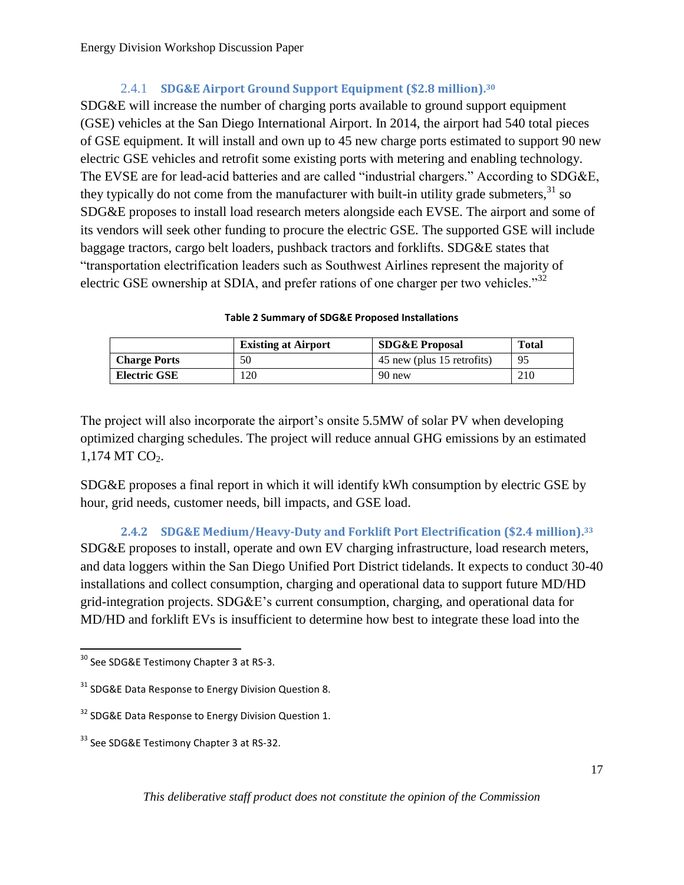### 2.4.1 SDG&E Airport Ground Support Equipment ($2.8 million).[30]

SDG&E will increase the number of charging ports available to ground support equipment (GSE) vehicles at the San Diego International Airport. In 2014, the airport had 540 total pieces of GSE equipment. It will install and own up to 45 new charge ports estimated to support 90 new electric GSE vehicles and retrofit some existing ports with metering and enabling technology. The EVSE are for lead-acid batteries and are called "industrial chargers." According to SDG&E, they typically do not come from the manufacturer with built-in utility grade submeters,[31] so SDG&E proposes to install load research meters alongside each EVSE. The airport and some of its vendors will seek other funding to procure the electric GSE. The supported GSE will include baggage tractors, cargo belt loaders, pushback tractors and forklifts. SDG&E states that "transportation electrification leaders such as Southwest Airlines represent the majority of electric GSE ownership at SDIA, and prefer rations of one charger per two vehicles."[32]

**Table 2 Summary of SDG&E Proposed Installations**

| | Existing at Airport | SDG&E Proposal | Total |
|---|---|---|---|
| **Charge Ports** | 50 | 45 new (plus 15 retrofits) | 95 |
| **Electric GSE** | 120 | 90 new | 210 |

The project will also incorporate the airport's onsite 5.5MW of solar PV when developing optimized charging schedules. The project will reduce annual GHG emissions by an estimated 1,174 MT $CO_2$.

SDG&E proposes a final report in which it will identify kWh consumption by electric GSE by hour, grid needs, customer needs, bill impacts, and GSE load.

### 2.4.2 SDG&E Medium/Heavy-Duty and Forklift Port Electrification ($2.4 million).[33]

SDG&E proposes to install, operate and own EV charging infrastructure, load research meters, and data loggers within the San Diego Unified Port District tidelands. It expects to conduct 30-40 installations and collect consumption, charging and operational data to support future MD/HD grid-integration projects. SDG&E's current consumption, charging, and operational data for MD/HD and forklift EVs is insufficient to determine how best to integrate these load into the

---

[30] See SDG&E Testimony Chapter 3 at RS-3.

[31] SDG&E Data Response to Energy Division Question 8.

[32] SDG&E Data Response to Energy Division Question 1.

[33] See SDG&E Testimony Chapter 3 at RS-32.

*This deliberative staff product does not constitute the opinion of the Commission*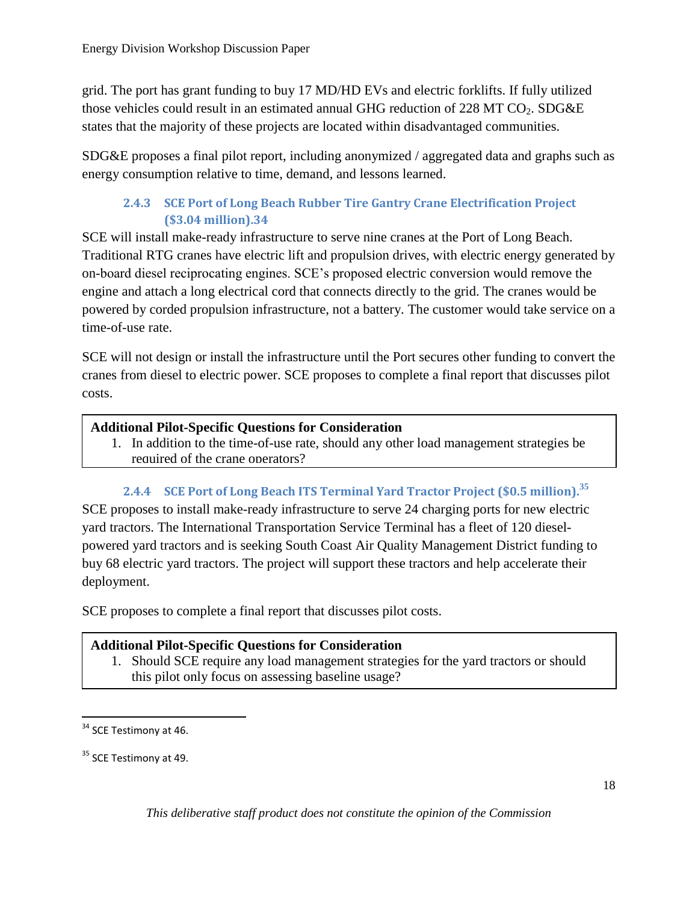grid. The port has grant funding to buy 17 MD/HD EVs and electric forklifts. If fully utilized those vehicles could result in an estimated annual GHG reduction of 228 MT $CO_2$. SDG&E states that the majority of these projects are located within disadvantaged communities.

SDG&E proposes a final pilot report, including anonymized / aggregated data and graphs such as energy consumption relative to time, demand, and lessons learned.

### 2.4.3 SCE Port of Long Beach Rubber Tire Gantry Crane Electrification Project ($3.04 million).[34]

SCE will install make-ready infrastructure to serve nine cranes at the Port of Long Beach. Traditional RTG cranes have electric lift and propulsion drives, with electric energy generated by on-board diesel reciprocating engines. SCE's proposed electric conversion would remove the engine and attach a long electrical cord that connects directly to the grid. The cranes would be powered by corded propulsion infrastructure, not a battery. The customer would take service on a time-of-use rate.

SCE will not design or install the infrastructure until the Port secures other funding to convert the cranes from diesel to electric power. SCE proposes to complete a final report that discusses pilot costs.

**Additional Pilot-Specific Questions for Consideration**

1. In addition to the time-of-use rate, should any other load management strategies be required of the crane operators?

### 2.4.4 SCE Port of Long Beach ITS Terminal Yard Tractor Project ($0.5 million).[35]

SCE proposes to install make-ready infrastructure to serve 24 charging ports for new electric yard tractors. The International Transportation Service Terminal has a fleet of 120 diesel-powered yard tractors and is seeking South Coast Air Quality Management District funding to buy 68 electric yard tractors. The project will support these tractors and help accelerate their deployment.

SCE proposes to complete a final report that discusses pilot costs.

**Additional Pilot-Specific Questions for Consideration**

1. Should SCE require any load management strategies for the yard tractors or should this pilot only focus on assessing baseline usage?

---

[34] SCE Testimony at 46.

[35] SCE Testimony at 49.

*This deliberative staff product does not constitute the opinion of the Commission*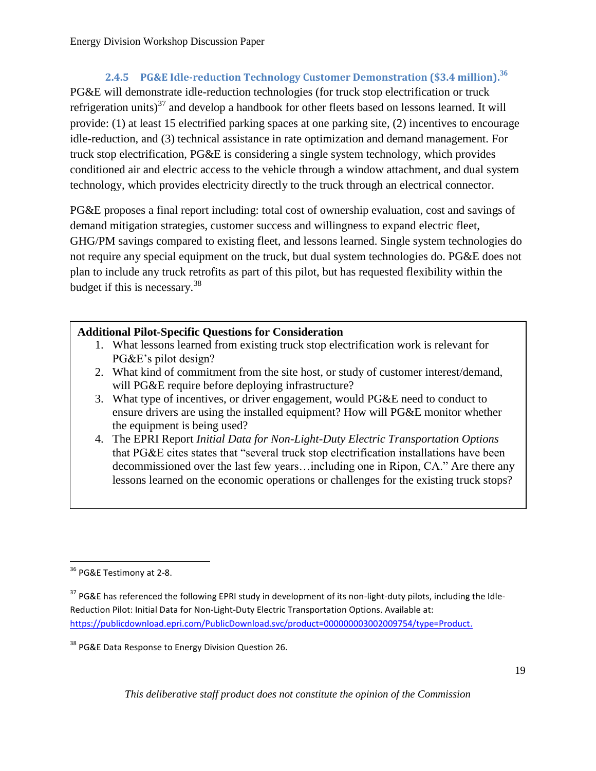### 2.4.5 PG&E Idle-reduction Technology Customer Demonstration ($3.4 million).[36]

PG&E will demonstrate idle-reduction technologies (for truck stop electrification or truck refrigeration units)[37] and develop a handbook for other fleets based on lessons learned. It will provide: (1) at least 15 electrified parking spaces at one parking site, (2) incentives to encourage idle-reduction, and (3) technical assistance in rate optimization and demand management. For truck stop electrification, PG&E is considering a single system technology, which provides conditioned air and electric access to the vehicle through a window attachment, and dual system technology, which provides electricity directly to the truck through an electrical connector.

PG&E proposes a final report including: total cost of ownership evaluation, cost and savings of demand mitigation strategies, customer success and willingness to expand electric fleet, GHG/PM savings compared to existing fleet, and lessons learned. Single system technologies do not require any special equipment on the truck, but dual system technologies do. PG&E does not plan to include any truck retrofits as part of this pilot, but has requested flexibility within the budget if this is necessary.[38]

**Additional Pilot-Specific Questions for Consideration**

1. What lessons learned from existing truck stop electrification work is relevant for PG&E's pilot design?
2. What kind of commitment from the site host, or study of customer interest/demand, will PG&E require before deploying infrastructure?
3. What type of incentives, or driver engagement, would PG&E need to conduct to ensure drivers are using the installed equipment? How will PG&E monitor whether the equipment is being used?
4. The EPRI Report *Initial Data for Non-Light-Duty Electric Transportation Options* that PG&E cites states that "several truck stop electrification installations have been decommissioned over the last few years…including one in Ripon, CA." Are there any lessons learned on the economic operations or challenges for the existing truck stops?

---

[36] PG&E Testimony at 2-8.

[37] PG&E has referenced the following EPRI study in development of its non-light-duty pilots, including the Idle-Reduction Pilot: Initial Data for Non-Light-Duty Electric Transportation Options. Available at: https://publicdownload.epri.com/PublicDownload.svc/product=000000003002009754/type=Product.

[38] PG&E Data Response to Energy Division Question 26.

*This deliberative staff product does not constitute the opinion of the Commission*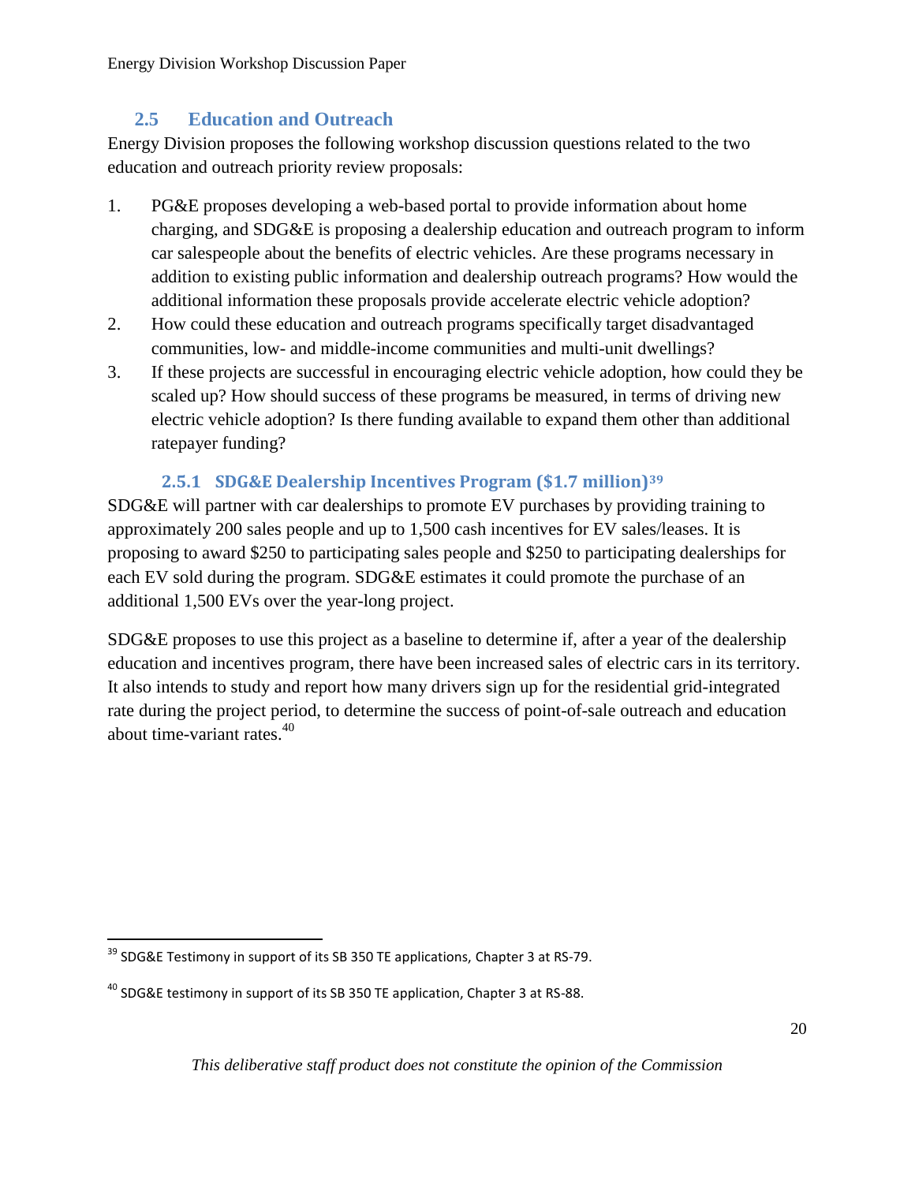## 2.5 Education and Outreach

Energy Division proposes the following workshop discussion questions related to the two education and outreach priority review proposals:

1. PG&E proposes developing a web-based portal to provide information about home charging, and SDG&E is proposing a dealership education and outreach program to inform car salespeople about the benefits of electric vehicles. Are these programs necessary in addition to existing public information and dealership outreach programs? How would the additional information these proposals provide accelerate electric vehicle adoption?
2. How could these education and outreach programs specifically target disadvantaged communities, low- and middle-income communities and multi-unit dwellings?
3. If these projects are successful in encouraging electric vehicle adoption, how could they be scaled up? How should success of these programs be measured, in terms of driving new electric vehicle adoption? Is there funding available to expand them other than additional ratepayer funding?

### 2.5.1 SDG&E Dealership Incentives Program ($1.7 million)[39]

SDG&E will partner with car dealerships to promote EV purchases by providing training to approximately 200 sales people and up to 1,500 cash incentives for EV sales/leases. It is proposing to award $250 to participating sales people and $250 to participating dealerships for each EV sold during the program. SDG&E estimates it could promote the purchase of an additional 1,500 EVs over the year-long project.

SDG&E proposes to use this project as a baseline to determine if, after a year of the dealership education and incentives program, there have been increased sales of electric cars in its territory. It also intends to study and report how many drivers sign up for the residential grid-integrated rate during the project period, to determine the success of point-of-sale outreach and education about time-variant rates.[40]

[39] SDG&E Testimony in support of its SB 350 TE applications, Chapter 3 at RS-79.

[40] SDG&E testimony in support of its SB 350 TE application, Chapter 3 at RS-88.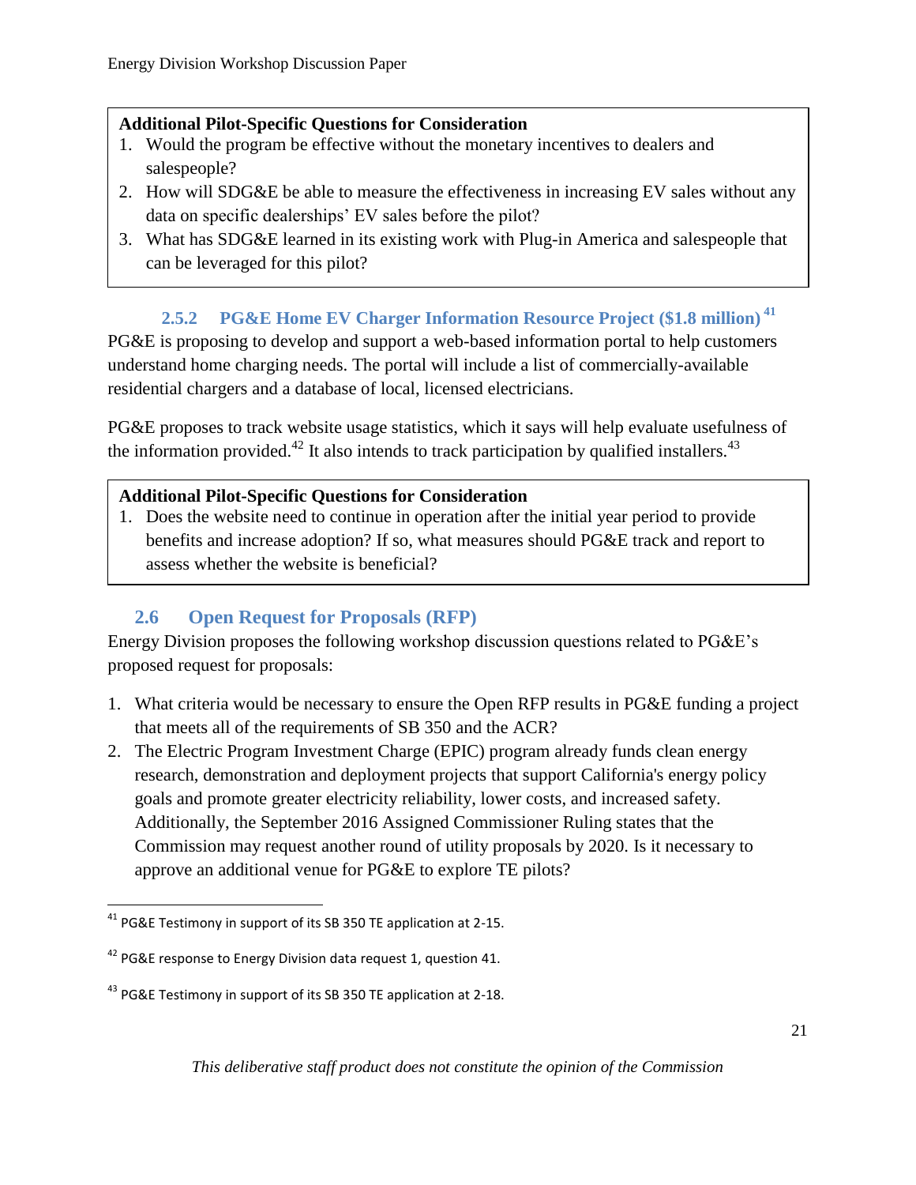**Additional Pilot-Specific Questions for Consideration**

1. Would the program be effective without the monetary incentives to dealers and salespeople?
2. How will SDG&E be able to measure the effectiveness in increasing EV sales without any data on specific dealerships' EV sales before the pilot?
3. What has SDG&E learned in its existing work with Plug-in America and salespeople that can be leveraged for this pilot?

### 2.5.2 PG&E Home EV Charger Information Resource Project ($1.8 million)[41]

PG&E is proposing to develop and support a web-based information portal to help customers understand home charging needs. The portal will include a list of commercially-available residential chargers and a database of local, licensed electricians.

PG&E proposes to track website usage statistics, which it says will help evaluate usefulness of the information provided.[42] It also intends to track participation by qualified installers.[43]

**Additional Pilot-Specific Questions for Consideration**

1. Does the website need to continue in operation after the initial year period to provide benefits and increase adoption? If so, what measures should PG&E track and report to assess whether the website is beneficial?

## 2.6 Open Request for Proposals (RFP)

Energy Division proposes the following workshop discussion questions related to PG&E's proposed request for proposals:

1. What criteria would be necessary to ensure the Open RFP results in PG&E funding a project that meets all of the requirements of SB 350 and the ACR?
2. The Electric Program Investment Charge (EPIC) program already funds clean energy research, demonstration and deployment projects that support California's energy policy goals and promote greater electricity reliability, lower costs, and increased safety. Additionally, the September 2016 Assigned Commissioner Ruling states that the Commission may request another round of utility proposals by 2020. Is it necessary to approve an additional venue for PG&E to explore TE pilots?

---

[41] PG&E Testimony in support of its SB 350 TE application at 2-15.

[42] PG&E response to Energy Division data request 1, question 41.

[43] PG&E Testimony in support of its SB 350 TE application at 2-18.

*This deliberative staff product does not constitute the opinion of the Commission*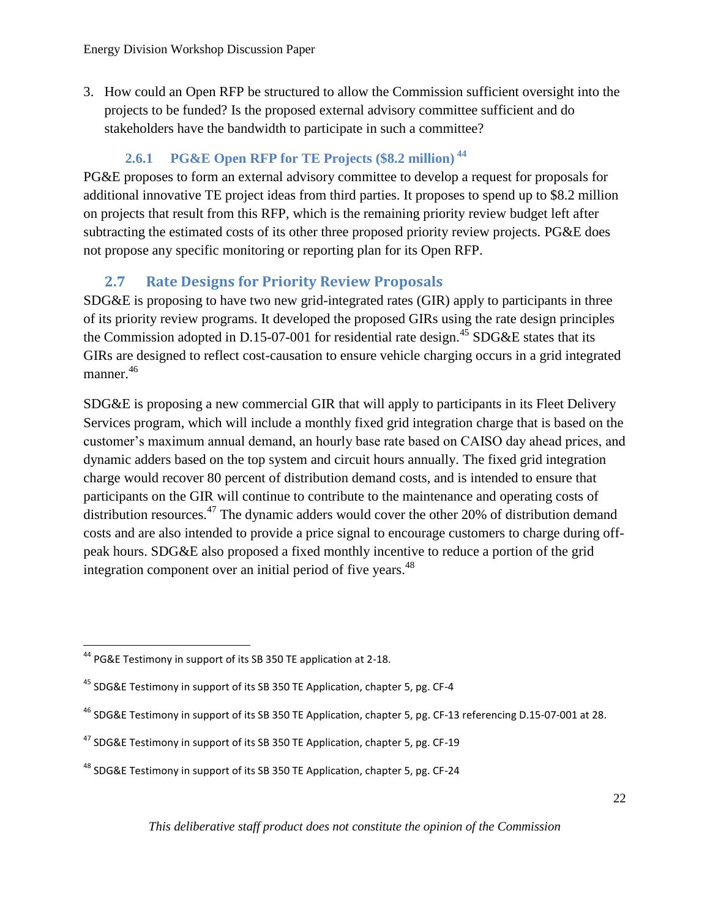3. How could an Open RFP be structured to allow the Commission sufficient oversight into the projects to be funded? Is the proposed external advisory committee sufficient and do stakeholders have the bandwidth to participate in such a committee?

### 2.6.1 PG&E Open RFP for TE Projects ($8.2 million) [44]

PG&E proposes to form an external advisory committee to develop a request for proposals for additional innovative TE project ideas from third parties. It proposes to spend up to $8.2 million on projects that result from this RFP, which is the remaining priority review budget left after subtracting the estimated costs of its other three proposed priority review projects. PG&E does not propose any specific monitoring or reporting plan for its Open RFP.

## 2.7 Rate Designs for Priority Review Proposals

SDG&E is proposing to have two new grid-integrated rates (GIR) apply to participants in three of its priority review programs. It developed the proposed GIRs using the rate design principles the Commission adopted in D.15-07-001 for residential rate design.[45] SDG&E states that its GIRs are designed to reflect cost-causation to ensure vehicle charging occurs in a grid integrated manner.[46]

SDG&E is proposing a new commercial GIR that will apply to participants in its Fleet Delivery Services program, which will include a monthly fixed grid integration charge that is based on the customer's maximum annual demand, an hourly base rate based on CAISO day ahead prices, and dynamic adders based on the top system and circuit hours annually. The fixed grid integration charge would recover 80 percent of distribution demand costs, and is intended to ensure that participants on the GIR will continue to contribute to the maintenance and operating costs of distribution resources.[47] The dynamic adders would cover the other 20% of distribution demand costs and are also intended to provide a price signal to encourage customers to charge during off-peak hours. SDG&E also proposed a fixed monthly incentive to reduce a portion of the grid integration component over an initial period of five years.[48]

---

[44] PG&E Testimony in support of its SB 350 TE application at 2-18.

[45] SDG&E Testimony in support of its SB 350 TE Application, chapter 5, pg. CF-4

[46] SDG&E Testimony in support of its SB 350 TE Application, chapter 5, pg. CF-13 referencing D.15-07-001 at 28.

[47] SDG&E Testimony in support of its SB 350 TE Application, chapter 5, pg. CF-19

[48] SDG&E Testimony in support of its SB 350 TE Application, chapter 5, pg. CF-24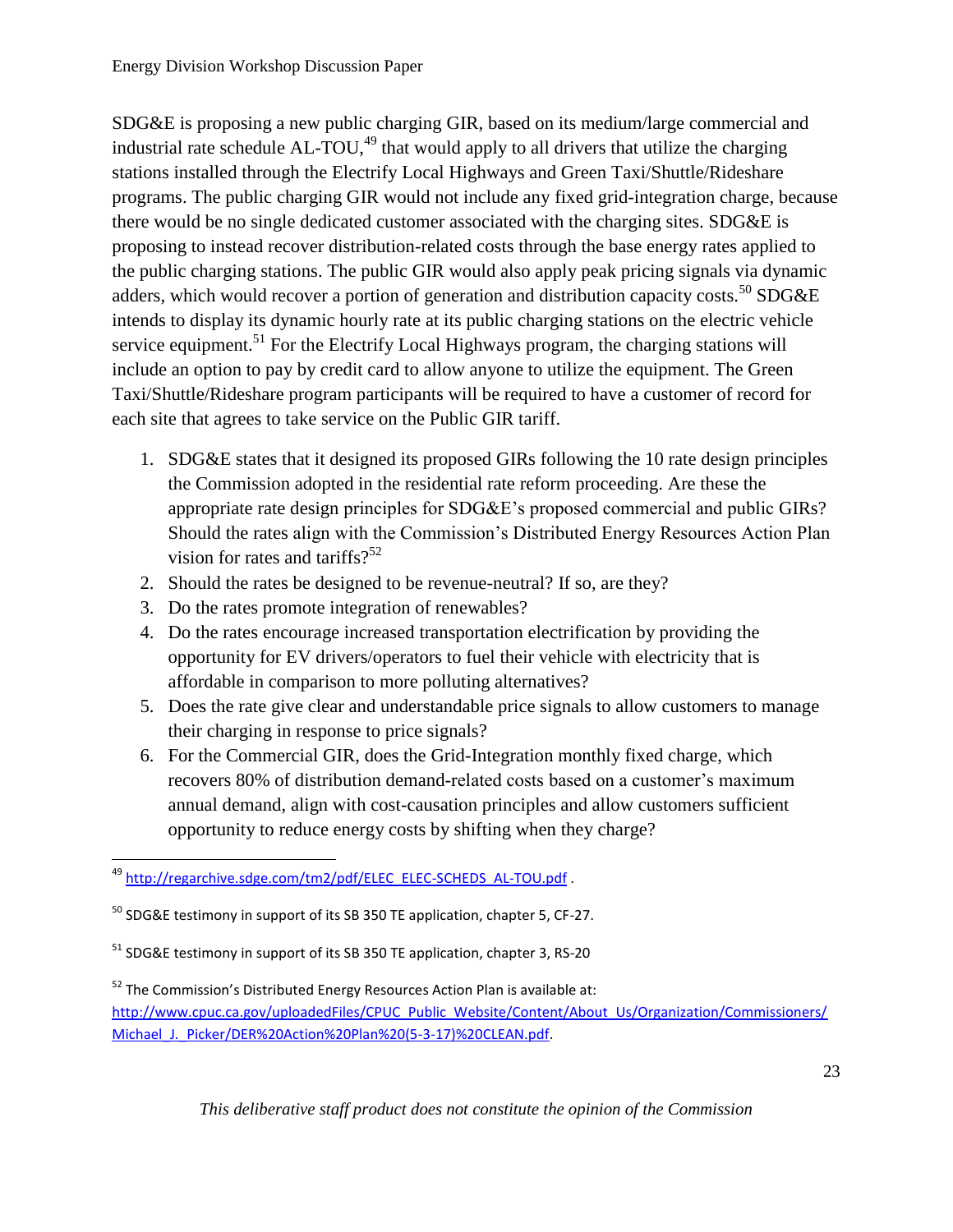SDG&E is proposing a new public charging GIR, based on its medium/large commercial and industrial rate schedule AL-TOU,[49] that would apply to all drivers that utilize the charging stations installed through the Electrify Local Highways and Green Taxi/Shuttle/Rideshare programs. The public charging GIR would not include any fixed grid-integration charge, because there would be no single dedicated customer associated with the charging sites. SDG&E is proposing to instead recover distribution-related costs through the base energy rates applied to the public charging stations. The public GIR would also apply peak pricing signals via dynamic adders, which would recover a portion of generation and distribution capacity costs.[50] SDG&E intends to display its dynamic hourly rate at its public charging stations on the electric vehicle service equipment.[51] For the Electrify Local Highways program, the charging stations will include an option to pay by credit card to allow anyone to utilize the equipment. The Green Taxi/Shuttle/Rideshare program participants will be required to have a customer of record for each site that agrees to take service on the Public GIR tariff.

1. SDG&E states that it designed its proposed GIRs following the 10 rate design principles the Commission adopted in the residential rate reform proceeding. Are these the appropriate rate design principles for SDG&E's proposed commercial and public GIRs? Should the rates align with the Commission's Distributed Energy Resources Action Plan vision for rates and tariffs?[52]
2. Should the rates be designed to be revenue-neutral? If so, are they?
3. Do the rates promote integration of renewables?
4. Do the rates encourage increased transportation electrification by providing the opportunity for EV drivers/operators to fuel their vehicle with electricity that is affordable in comparison to more polluting alternatives?
5. Does the rate give clear and understandable price signals to allow customers to manage their charging in response to price signals?
6. For the Commercial GIR, does the Grid-Integration monthly fixed charge, which recovers 80% of distribution demand-related costs based on a customer's maximum annual demand, align with cost-causation principles and allow customers sufficient opportunity to reduce energy costs by shifting when they charge?

---

[49] http://regarchive.sdge.com/tm2/pdf/ELEC_ELEC-SCHEDS_AL-TOU.pdf .

[50] SDG&E testimony in support of its SB 350 TE application, chapter 5, CF-27.

[51] SDG&E testimony in support of its SB 350 TE application, chapter 3, RS-20

[52] The Commission's Distributed Energy Resources Action Plan is available at: http://www.cpuc.ca.gov/uploadedFiles/CPUC_Public_Website/Content/About_Us/Organization/Commissioners/Michael_J._Picker/DER%20Action%20Plan%20(5-3-17)%20CLEAN.pdf.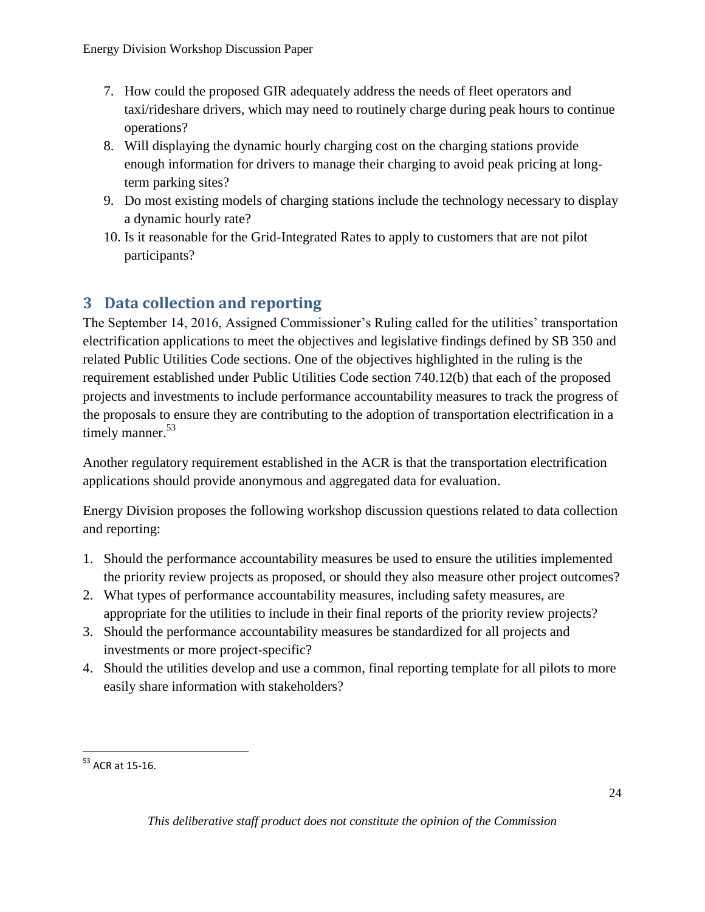7. How could the proposed GIR adequately address the needs of fleet operators and taxi/rideshare drivers, which may need to routinely charge during peak hours to continue operations?
8. Will displaying the dynamic hourly charging cost on the charging stations provide enough information for drivers to manage their charging to avoid peak pricing at long-term parking sites?
9. Do most existing models of charging stations include the technology necessary to display a dynamic hourly rate?
10. Is it reasonable for the Grid-Integrated Rates to apply to customers that are not pilot participants?

# 3 Data collection and reporting

The September 14, 2016, Assigned Commissioner's Ruling called for the utilities' transportation electrification applications to meet the objectives and legislative findings defined by SB 350 and related Public Utilities Code sections. One of the objectives highlighted in the ruling is the requirement established under Public Utilities Code section 740.12(b) that each of the proposed projects and investments to include performance accountability measures to track the progress of the proposals to ensure they are contributing to the adoption of transportation electrification in a timely manner.[53]

Another regulatory requirement established in the ACR is that the transportation electrification applications should provide anonymous and aggregated data for evaluation.

Energy Division proposes the following workshop discussion questions related to data collection and reporting:

1. Should the performance accountability measures be used to ensure the utilities implemented the priority review projects as proposed, or should they also measure other project outcomes?
2. What types of performance accountability measures, including safety measures, are appropriate for the utilities to include in their final reports of the priority review projects?
3. Should the performance accountability measures be standardized for all projects and investments or more project-specific?
4. Should the utilities develop and use a common, final reporting template for all pilots to more easily share information with stakeholders?

---

[53] ACR at 15-16.

*This deliberative staff product does not constitute the opinion of the Commission*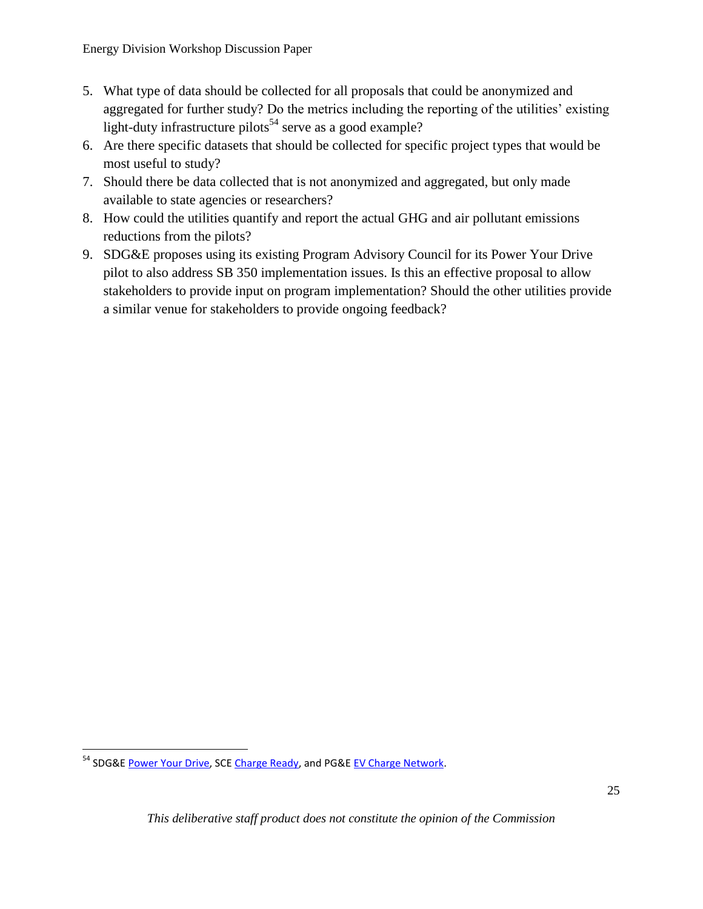5. What type of data should be collected for all proposals that could be anonymized and aggregated for further study? Do the metrics including the reporting of the utilities' existing light-duty infrastructure pilots[54] serve as a good example?
6. Are there specific datasets that should be collected for specific project types that would be most useful to study?
7. Should there be data collected that is not anonymized and aggregated, but only made available to state agencies or researchers?
8. How could the utilities quantify and report the actual GHG and air pollutant emissions reductions from the pilots?
9. SDG&E proposes using its existing Program Advisory Council for its Power Your Drive pilot to also address SB 350 implementation issues. Is this an effective proposal to allow stakeholders to provide input on program implementation? Should the other utilities provide a similar venue for stakeholders to provide ongoing feedback?

---

[54] SDG&E Power Your Drive, SCE Charge Ready, and PG&E EV Charge Network.

*This deliberative staff product does not constitute the opinion of the Commission*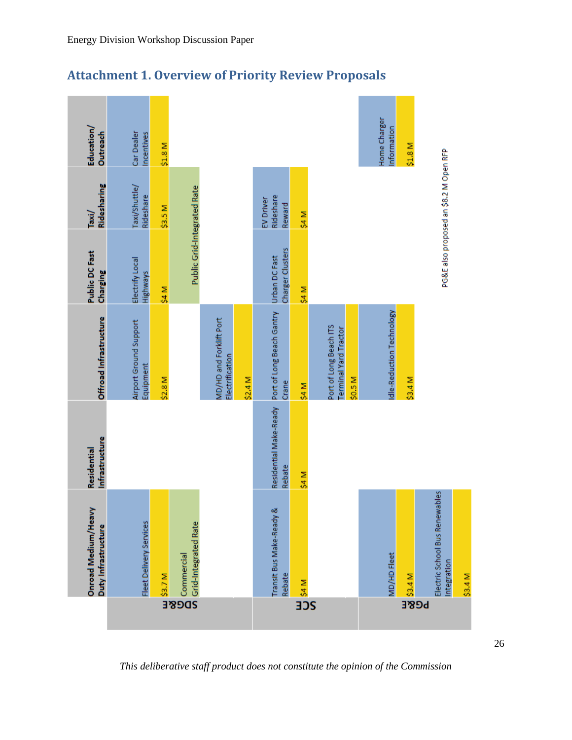## Attachment 1. Overview of Priority Review Proposals

| | SDG&E | SCE | PG&E |
|---|---|---|---|
| **Onroad Medium/Heavy Duty Infrastructure** | Fleet Delivery Services – $3.7 M; Commercial Grid-Integrated Rate | Transit Bus Make-Ready & Rebate – $4 M | MD/HD Fleet – $3.4 M; Electric School Bus Renewables Integration – $3.4 M |
| **Residential Infrastructure** | | Residential Make-Ready Rebate – $4 M | |
| **Offroad Infrastructure** | Airport Ground Support Equipment – $2.8 M; MD/HD and Forklift Port Electrification – $2.4 M | Port of Long Beach Gantry Crane – $4 M; Port of Long Beach ITS Terminal Yard Tractor – $0.5 M | Idle-Reduction Technology – $3.4 M |
| **Public DC Fast Charging** | Electrify Local Highways – $4 M; Public Grid-Integrated Rate | Urban DC Fast Charger Clusters – $4 M | |
| **Taxi/ Ridesharing** | Taxi/Shuttle/ Rideshare – $3.5 M; Public Grid-Integrated Rate | EV Driver Rideshare Reward – $4 M | |
| **Education/ Outreach** | Car Dealer Incentives – $1.8 M | | Home Charger Information – $1.8 M |

PG&E also proposed an $8.2 M Open RFP

*This deliberative staff product does not constitute the opinion of the Commission*